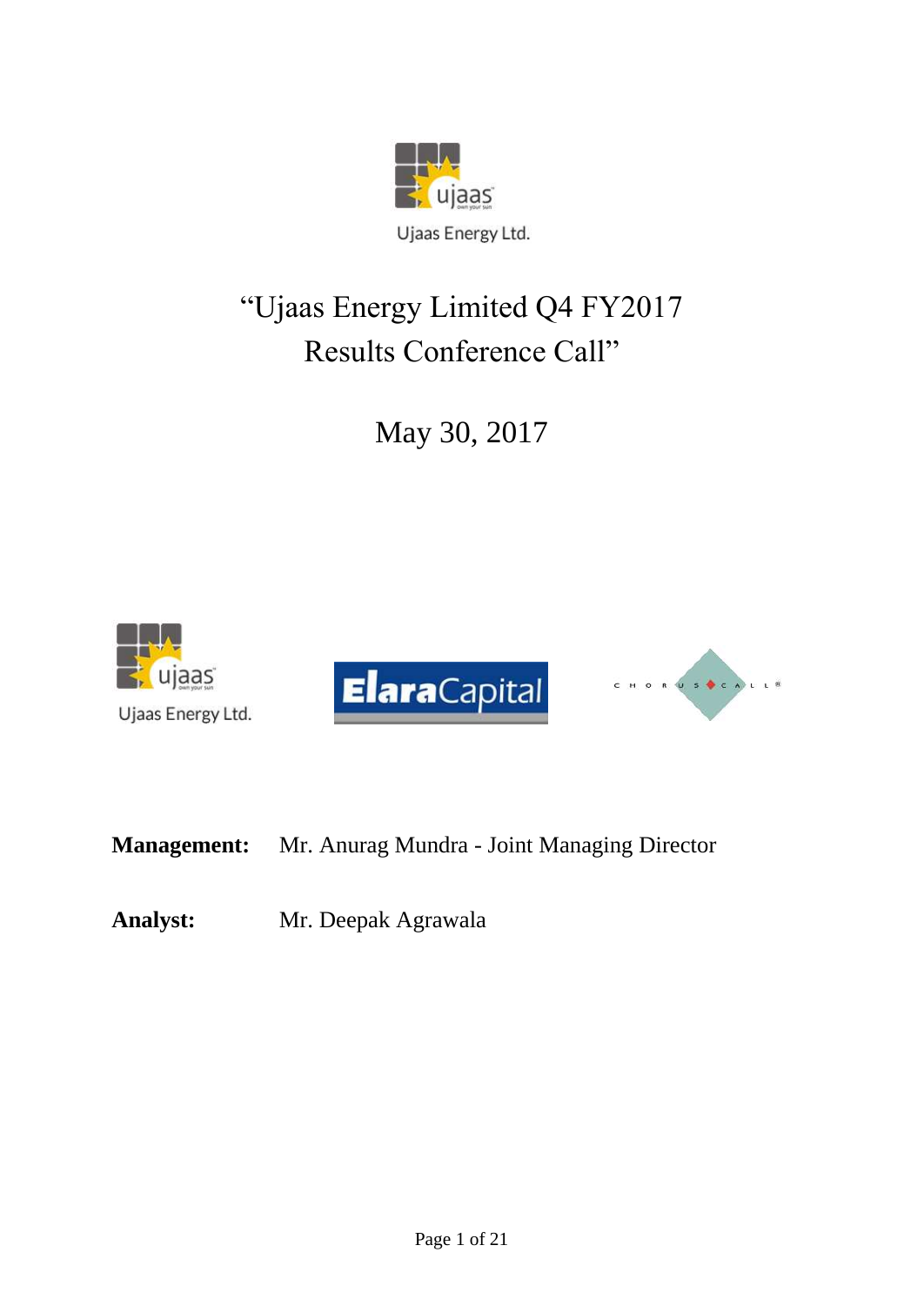Ujaas Energy Ltd.

# "Ujaas Energy Limited Q4 FY2017 Results Conference Call"

## May 30, 2017

Ujaas Energy Ltd.

**Management:** Mr. Anurag Mundra - Joint Managing Director

**Analyst:** Mr. Deepak Agrawala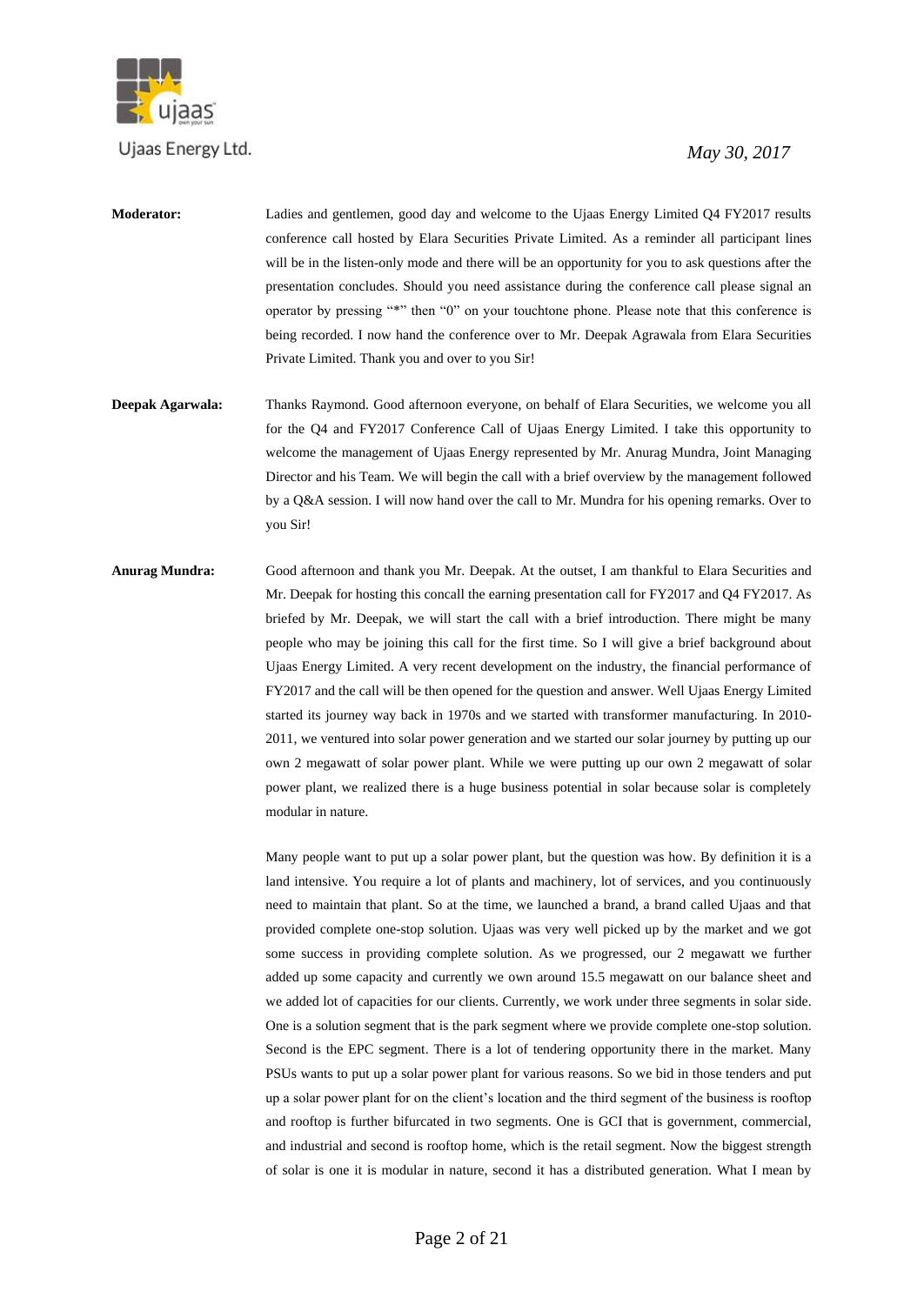**Moderator:** Ladies and gentlemen, good day and welcome to the Ujaas Energy Limited Q4 FY2017 results conference call hosted by Elara Securities Private Limited. As a reminder all participant lines will be in the listen-only mode and there will be an opportunity for you to ask questions after the presentation concludes. Should you need assistance during the conference call please signal an operator by pressing "*" then "0" on your touchtone phone. Please note that this conference is being recorded. I now hand the conference over to Mr. Deepak Agrawala from Elara Securities Private Limited. Thank you and over to you Sir!

**Deepak Agarwala:** Thanks Raymond. Good afternoon everyone, on behalf of Elara Securities, we welcome you all for the Q4 and FY2017 Conference Call of Ujaas Energy Limited. I take this opportunity to welcome the management of Ujaas Energy represented by Mr. Anurag Mundra, Joint Managing Director and his Team. We will begin the call with a brief overview by the management followed by a Q&A session. I will now hand over the call to Mr. Mundra for his opening remarks. Over to you Sir!

**Anurag Mundra:** Good afternoon and thank you Mr. Deepak. At the outset, I am thankful to Elara Securities and Mr. Deepak for hosting this concall the earning presentation call for FY2017 and Q4 FY2017. As briefed by Mr. Deepak, we will start the call with a brief introduction. There might be many people who may be joining this call for the first time. So I will give a brief background about Ujaas Energy Limited. A very recent development on the industry, the financial performance of FY2017 and the call will be then opened for the question and answer. Well Ujaas Energy Limited started its journey way back in 1970s and we started with transformer manufacturing. In 2010-2011, we ventured into solar power generation and we started our solar journey by putting up our own 2 megawatt of solar power plant. While we were putting up our own 2 megawatt of solar power plant, we realized there is a huge business potential in solar because solar is completely modular in nature.

Many people want to put up a solar power plant, but the question was how. By definition it is a land intensive. You require a lot of plants and machinery, lot of services, and you continuously need to maintain that plant. So at the time, we launched a brand, a brand called Ujaas and that provided complete one-stop solution. Ujaas was very well picked up by the market and we got some success in providing complete solution. As we progressed, our 2 megawatt we further added up some capacity and currently we own around 15.5 megawatt on our balance sheet and we added lot of capacities for our clients. Currently, we work under three segments in solar side. One is a solution segment that is the park segment where we provide complete one-stop solution. Second is the EPC segment. There is a lot of tendering opportunity there in the market. Many PSUs wants to put up a solar power plant for various reasons. So we bid in those tenders and put up a solar power plant for on the client's location and the third segment of the business is rooftop and rooftop is further bifurcated in two segments. One is GCI that is government, commercial, and industrial and second is rooftop home, which is the retail segment. Now the biggest strength of solar is one it is modular in nature, second it has a distributed generation. What I mean by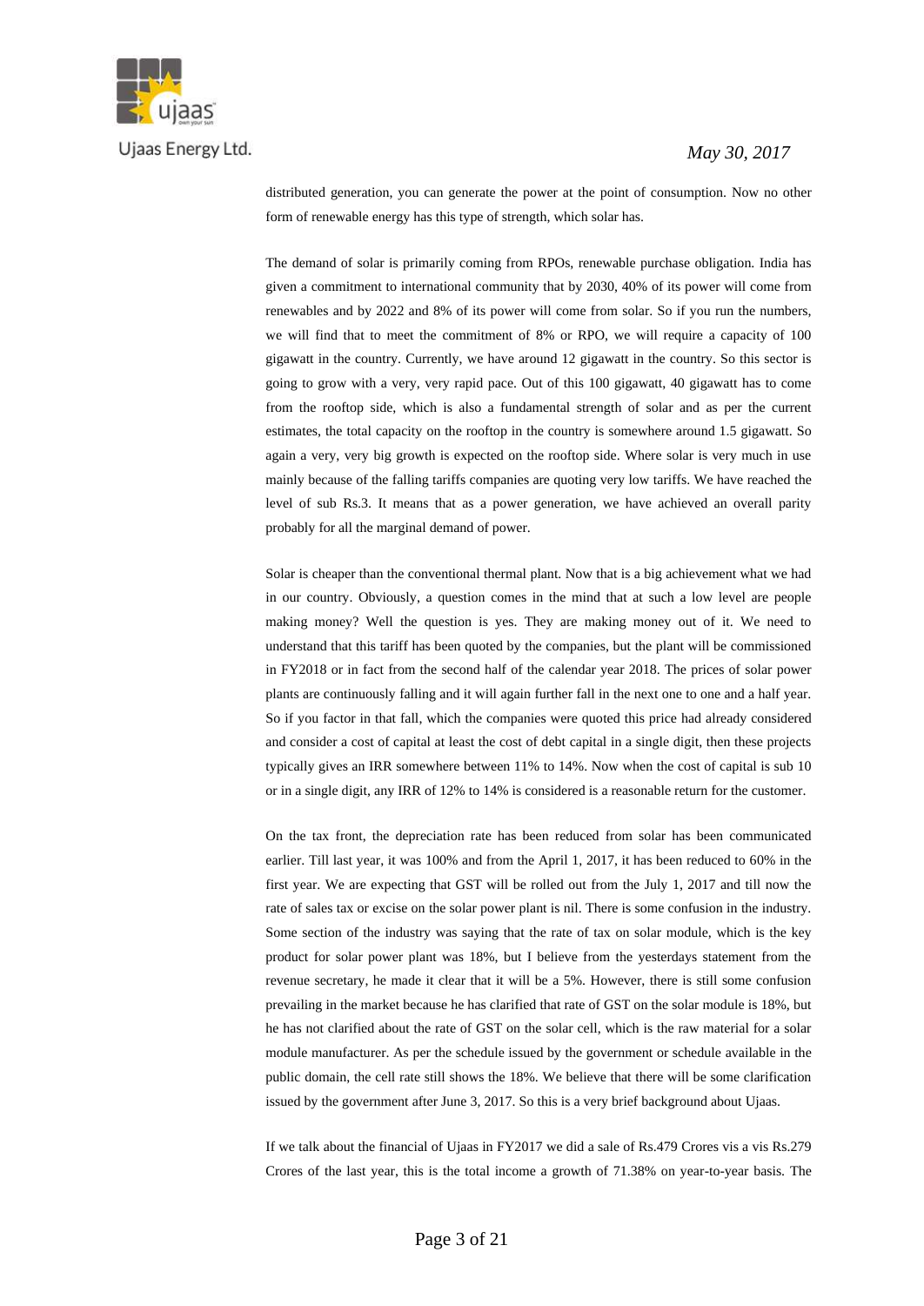distributed generation, you can generate the power at the point of consumption. Now no other form of renewable energy has this type of strength, which solar has.

The demand of solar is primarily coming from RPOs, renewable purchase obligation. India has given a commitment to international community that by 2030, 40% of its power will come from renewables and by 2022 and 8% of its power will come from solar. So if you run the numbers, we will find that to meet the commitment of 8% or RPO, we will require a capacity of 100 gigawatt in the country. Currently, we have around 12 gigawatt in the country. So this sector is going to grow with a very, very rapid pace. Out of this 100 gigawatt, 40 gigawatt has to come from the rooftop side, which is also a fundamental strength of solar and as per the current estimates, the total capacity on the rooftop in the country is somewhere around 1.5 gigawatt. So again a very, very big growth is expected on the rooftop side. Where solar is very much in use mainly because of the falling tariffs companies are quoting very low tariffs. We have reached the level of sub Rs.3. It means that as a power generation, we have achieved an overall parity probably for all the marginal demand of power.

Solar is cheaper than the conventional thermal plant. Now that is a big achievement what we had in our country. Obviously, a question comes in the mind that at such a low level are people making money? Well the question is yes. They are making money out of it. We need to understand that this tariff has been quoted by the companies, but the plant will be commissioned in FY2018 or in fact from the second half of the calendar year 2018. The prices of solar power plants are continuously falling and it will again further fall in the next one to one and a half year. So if you factor in that fall, which the companies were quoted this price had already considered and consider a cost of capital at least the cost of debt capital in a single digit, then these projects typically gives an IRR somewhere between 11% to 14%. Now when the cost of capital is sub 10 or in a single digit, any IRR of 12% to 14% is considered is a reasonable return for the customer.

On the tax front, the depreciation rate has been reduced from solar has been communicated earlier. Till last year, it was 100% and from the April 1, 2017, it has been reduced to 60% in the first year. We are expecting that GST will be rolled out from the July 1, 2017 and till now the rate of sales tax or excise on the solar power plant is nil. There is some confusion in the industry. Some section of the industry was saying that the rate of tax on solar module, which is the key product for solar power plant was 18%, but I believe from the yesterdays statement from the revenue secretary, he made it clear that it will be a 5%. However, there is still some confusion prevailing in the market because he has clarified that rate of GST on the solar module is 18%, but he has not clarified about the rate of GST on the solar cell, which is the raw material for a solar module manufacturer. As per the schedule issued by the government or schedule available in the public domain, the cell rate still shows the 18%. We believe that there will be some clarification issued by the government after June 3, 2017. So this is a very brief background about Ujaas.

If we talk about the financial of Ujaas in FY2017 we did a sale of Rs.479 Crores vis a vis Rs.279 Crores of the last year, this is the total income a growth of 71.38% on year-to-year basis. The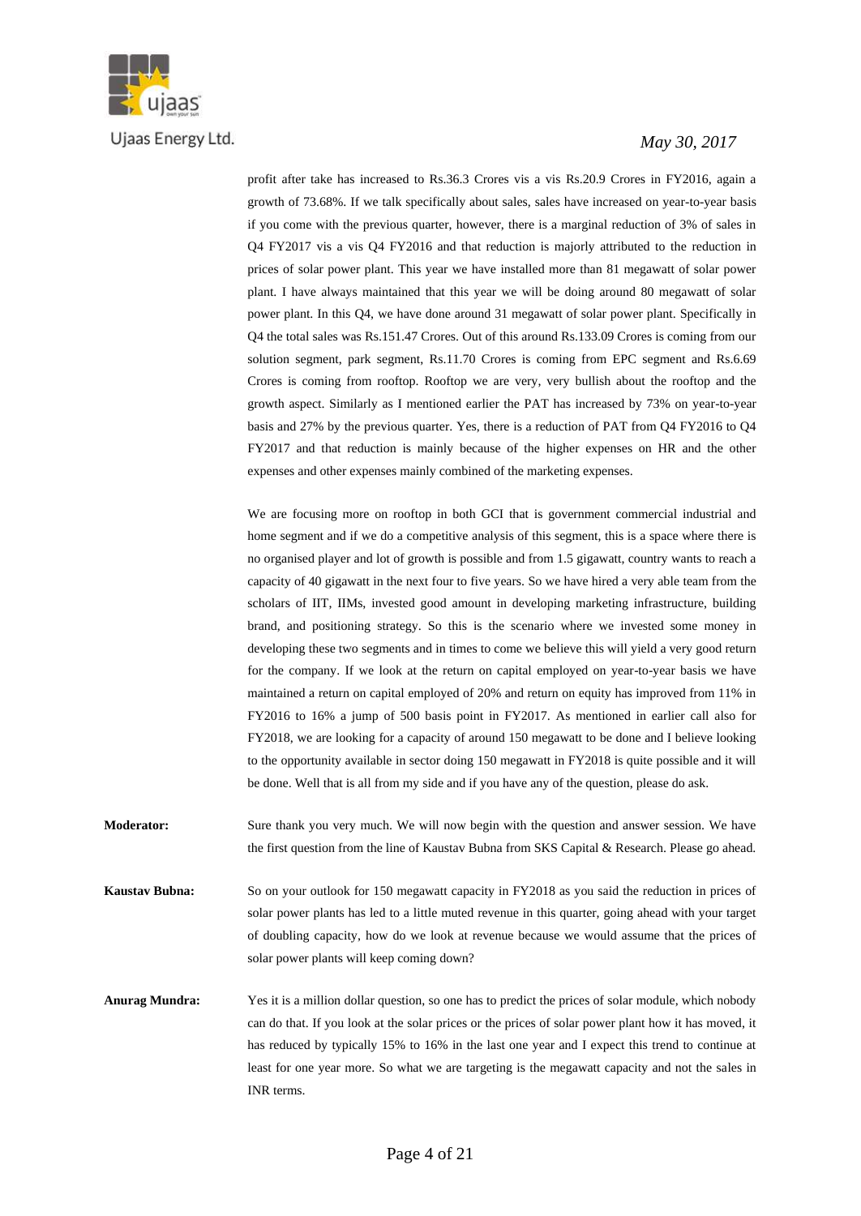profit after take has increased to Rs.36.3 Crores vis a vis Rs.20.9 Crores in FY2016, again a growth of 73.68%. If we talk specifically about sales, sales have increased on year-to-year basis if you come with the previous quarter, however, there is a marginal reduction of 3% of sales in Q4 FY2017 vis a vis Q4 FY2016 and that reduction is majorly attributed to the reduction in prices of solar power plant. This year we have installed more than 81 megawatt of solar power plant. I have always maintained that this year we will be doing around 80 megawatt of solar power plant. In this Q4, we have done around 31 megawatt of solar power plant. Specifically in Q4 the total sales was Rs.151.47 Crores. Out of this around Rs.133.09 Crores is coming from our solution segment, park segment, Rs.11.70 Crores is coming from EPC segment and Rs.6.69 Crores is coming from rooftop. Rooftop we are very, very bullish about the rooftop and the growth aspect. Similarly as I mentioned earlier the PAT has increased by 73% on year-to-year basis and 27% by the previous quarter. Yes, there is a reduction of PAT from Q4 FY2016 to Q4 FY2017 and that reduction is mainly because of the higher expenses on HR and the other expenses and other expenses mainly combined of the marketing expenses.

We are focusing more on rooftop in both GCI that is government commercial industrial and home segment and if we do a competitive analysis of this segment, this is a space where there is no organised player and lot of growth is possible and from 1.5 gigawatt, country wants to reach a capacity of 40 gigawatt in the next four to five years. So we have hired a very able team from the scholars of IIT, IIMs, invested good amount in developing marketing infrastructure, building brand, and positioning strategy. So this is the scenario where we invested some money in developing these two segments and in times to come we believe this will yield a very good return for the company. If we look at the return on capital employed on year-to-year basis we have maintained a return on capital employed of 20% and return on equity has improved from 11% in FY2016 to 16% a jump of 500 basis point in FY2017. As mentioned in earlier call also for FY2018, we are looking for a capacity of around 150 megawatt to be done and I believe looking to the opportunity available in sector doing 150 megawatt in FY2018 is quite possible and it will be done. Well that is all from my side and if you have any of the question, please do ask.

**Moderator:** Sure thank you very much. We will now begin with the question and answer session. We have the first question from the line of Kaustav Bubna from SKS Capital & Research. Please go ahead.

**Kaustav Bubna:** So on your outlook for 150 megawatt capacity in FY2018 as you said the reduction in prices of solar power plants has led to a little muted revenue in this quarter, going ahead with your target of doubling capacity, how do we look at revenue because we would assume that the prices of solar power plants will keep coming down?

**Anurag Mundra:** Yes it is a million dollar question, so one has to predict the prices of solar module, which nobody can do that. If you look at the solar prices or the prices of solar power plant how it has moved, it has reduced by typically 15% to 16% in the last one year and I expect this trend to continue at least for one year more. So what we are targeting is the megawatt capacity and not the sales in INR terms.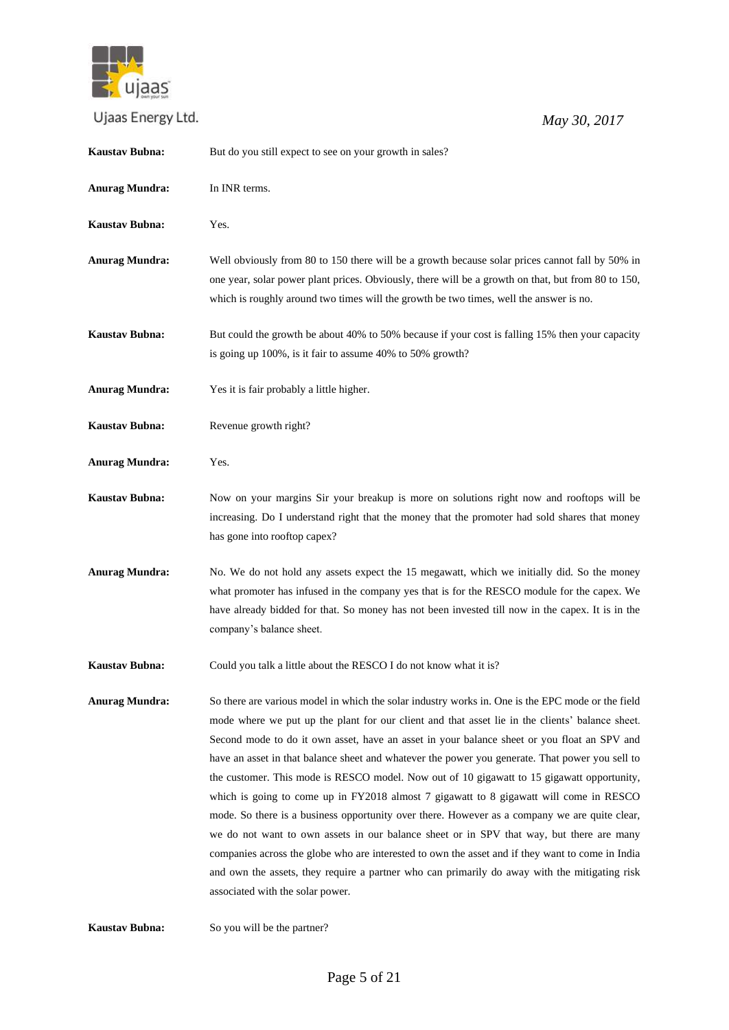**Kaustav Bubna:** But do you still expect to see on your growth in sales?

**Anurag Mundra:** In INR terms.

**Kaustav Bubna:** Yes.

**Anurag Mundra:** Well obviously from 80 to 150 there will be a growth because solar prices cannot fall by 50% in one year, solar power plant prices. Obviously, there will be a growth on that, but from 80 to 150, which is roughly around two times will the growth be two times, well the answer is no.

**Kaustav Bubna:** But could the growth be about 40% to 50% because if your cost is falling 15% then your capacity is going up 100%, is it fair to assume 40% to 50% growth?

**Anurag Mundra:** Yes it is fair probably a little higher.

**Kaustav Bubna:** Revenue growth right?

**Anurag Mundra:** Yes.

**Kaustav Bubna:** Now on your margins Sir your breakup is more on solutions right now and rooftops will be increasing. Do I understand right that the money that the promoter had sold shares that money has gone into rooftop capex?

**Anurag Mundra:** No. We do not hold any assets expect the 15 megawatt, which we initially did. So the money what promoter has infused in the company yes that is for the RESCO module for the capex. We have already bidded for that. So money has not been invested till now in the capex. It is in the company's balance sheet.

**Kaustav Bubna:** Could you talk a little about the RESCO I do not know what it is?

**Anurag Mundra:** So there are various model in which the solar industry works in. One is the EPC mode or the field mode where we put up the plant for our client and that asset lie in the clients' balance sheet. Second mode to do it own asset, have an asset in your balance sheet or you float an SPV and have an asset in that balance sheet and whatever the power you generate. That power you sell to the customer. This mode is RESCO model. Now out of 10 gigawatt to 15 gigawatt opportunity, which is going to come up in FY2018 almost 7 gigawatt to 8 gigawatt will come in RESCO mode. So there is a business opportunity over there. However as a company we are quite clear, we do not want to own assets in our balance sheet or in SPV that way, but there are many companies across the globe who are interested to own the asset and if they want to come in India and own the assets, they require a partner who can primarily do away with the mitigating risk associated with the solar power.

**Kaustav Bubna:** So you will be the partner?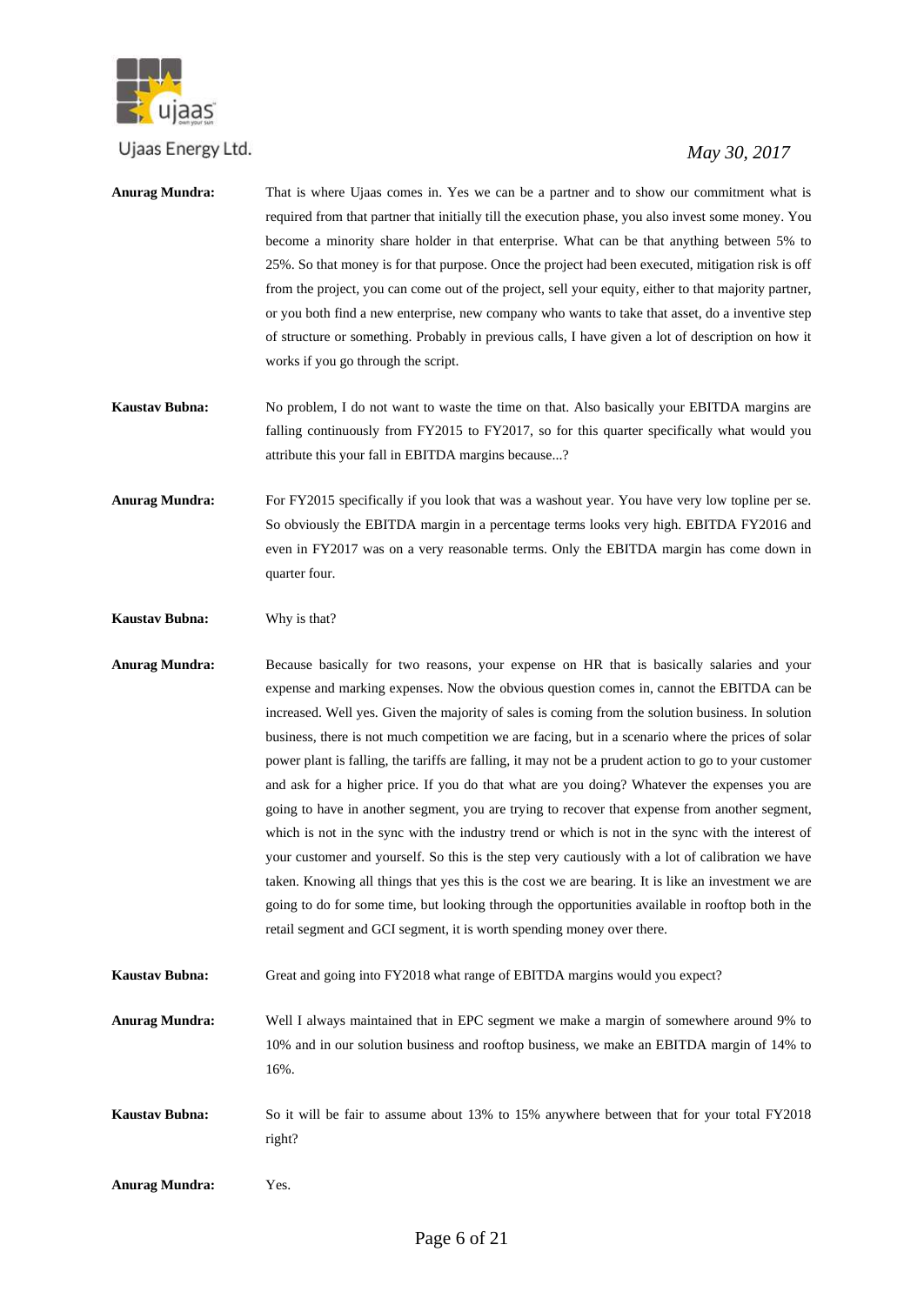**Anurag Mundra:** That is where Ujaas comes in. Yes we can be a partner and to show our commitment what is required from that partner that initially till the execution phase, you also invest some money. You become a minority share holder in that enterprise. What can be that anything between 5% to 25%. So that money is for that purpose. Once the project had been executed, mitigation risk is off from the project, you can come out of the project, sell your equity, either to that majority partner, or you both find a new enterprise, new company who wants to take that asset, do a inventive step of structure or something. Probably in previous calls, I have given a lot of description on how it works if you go through the script.

**Kaustav Bubna:** No problem, I do not want to waste the time on that. Also basically your EBITDA margins are falling continuously from FY2015 to FY2017, so for this quarter specifically what would you attribute this your fall in EBITDA margins because...?

**Anurag Mundra:** For FY2015 specifically if you look that was a washout year. You have very low topline per se. So obviously the EBITDA margin in a percentage terms looks very high. EBITDA FY2016 and even in FY2017 was on a very reasonable terms. Only the EBITDA margin has come down in quarter four.

**Kaustav Bubna:** Why is that?

**Anurag Mundra:** Because basically for two reasons, your expense on HR that is basically salaries and your expense and marking expenses. Now the obvious question comes in, cannot the EBITDA can be increased. Well yes. Given the majority of sales is coming from the solution business. In solution business, there is not much competition we are facing, but in a scenario where the prices of solar power plant is falling, the tariffs are falling, it may not be a prudent action to go to your customer and ask for a higher price. If you do that what are you doing? Whatever the expenses you are going to have in another segment, you are trying to recover that expense from another segment, which is not in the sync with the industry trend or which is not in the sync with the interest of your customer and yourself. So this is the step very cautiously with a lot of calibration we have taken. Knowing all things that yes this is the cost we are bearing. It is like an investment we are going to do for some time, but looking through the opportunities available in rooftop both in the retail segment and GCI segment, it is worth spending money over there.

**Kaustav Bubna:** Great and going into FY2018 what range of EBITDA margins would you expect?

**Anurag Mundra:** Well I always maintained that in EPC segment we make a margin of somewhere around 9% to 10% and in our solution business and rooftop business, we make an EBITDA margin of 14% to 16%.

**Kaustav Bubna:** So it will be fair to assume about 13% to 15% anywhere between that for your total FY2018 right?

**Anurag Mundra:** Yes.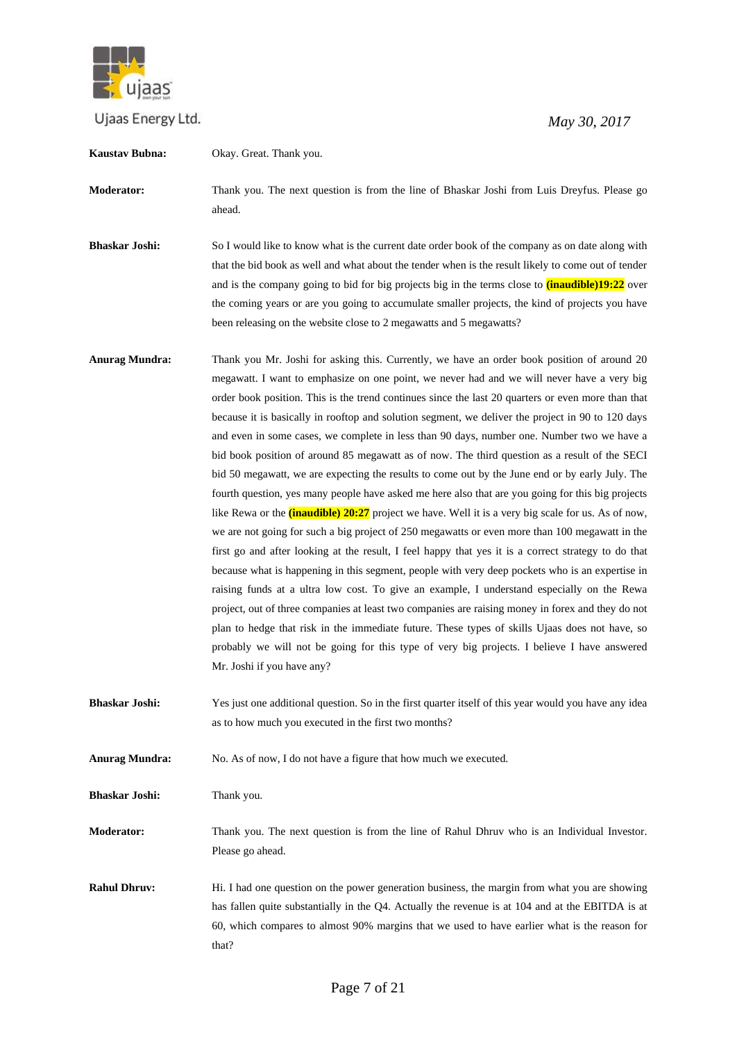**Kaustav Bubna:** Okay. Great. Thank you.

**Moderator:** Thank you. The next question is from the line of Bhaskar Joshi from Luis Dreyfus. Please go ahead.

**Bhaskar Joshi:** So I would like to know what is the current date order book of the company as on date along with that the bid book as well and what about the tender when is the result likely to come out of tender and is the company going to bid for big projects big in the terms close to **(inaudible)19:22** over the coming years or are you going to accumulate smaller projects, the kind of projects you have been releasing on the website close to 2 megawatts and 5 megawatts?

**Anurag Mundra:** Thank you Mr. Joshi for asking this. Currently, we have an order book position of around 20 megawatt. I want to emphasize on one point, we never had and we will never have a very big order book position. This is the trend continues since the last 20 quarters or even more than that because it is basically in rooftop and solution segment, we deliver the project in 90 to 120 days and even in some cases, we complete in less than 90 days, number one. Number two we have a bid book position of around 85 megawatt as of now. The third question as a result of the SECI bid 50 megawatt, we are expecting the results to come out by the June end or by early July. The fourth question, yes many people have asked me here also that are you going for this big projects like Rewa or the **(inaudible) 20:27** project we have. Well it is a very big scale for us. As of now, we are not going for such a big project of 250 megawatts or even more than 100 megawatt in the first go and after looking at the result, I feel happy that yes it is a correct strategy to do that because what is happening in this segment, people with very deep pockets who is an expertise in raising funds at a ultra low cost. To give an example, I understand especially on the Rewa project, out of three companies at least two companies are raising money in forex and they do not plan to hedge that risk in the immediate future. These types of skills Ujaas does not have, so probably we will not be going for this type of very big projects. I believe I have answered Mr. Joshi if you have any?

**Bhaskar Joshi:** Yes just one additional question. So in the first quarter itself of this year would you have any idea as to how much you executed in the first two months?

**Anurag Mundra:** No. As of now, I do not have a figure that how much we executed.

**Bhaskar Joshi:** Thank you.

**Moderator:** Thank you. The next question is from the line of Rahul Dhruv who is an Individual Investor. Please go ahead.

**Rahul Dhruv:** Hi. I had one question on the power generation business, the margin from what you are showing has fallen quite substantially in the Q4. Actually the revenue is at 104 and at the EBITDA is at 60, which compares to almost 90% margins that we used to have earlier what is the reason for that?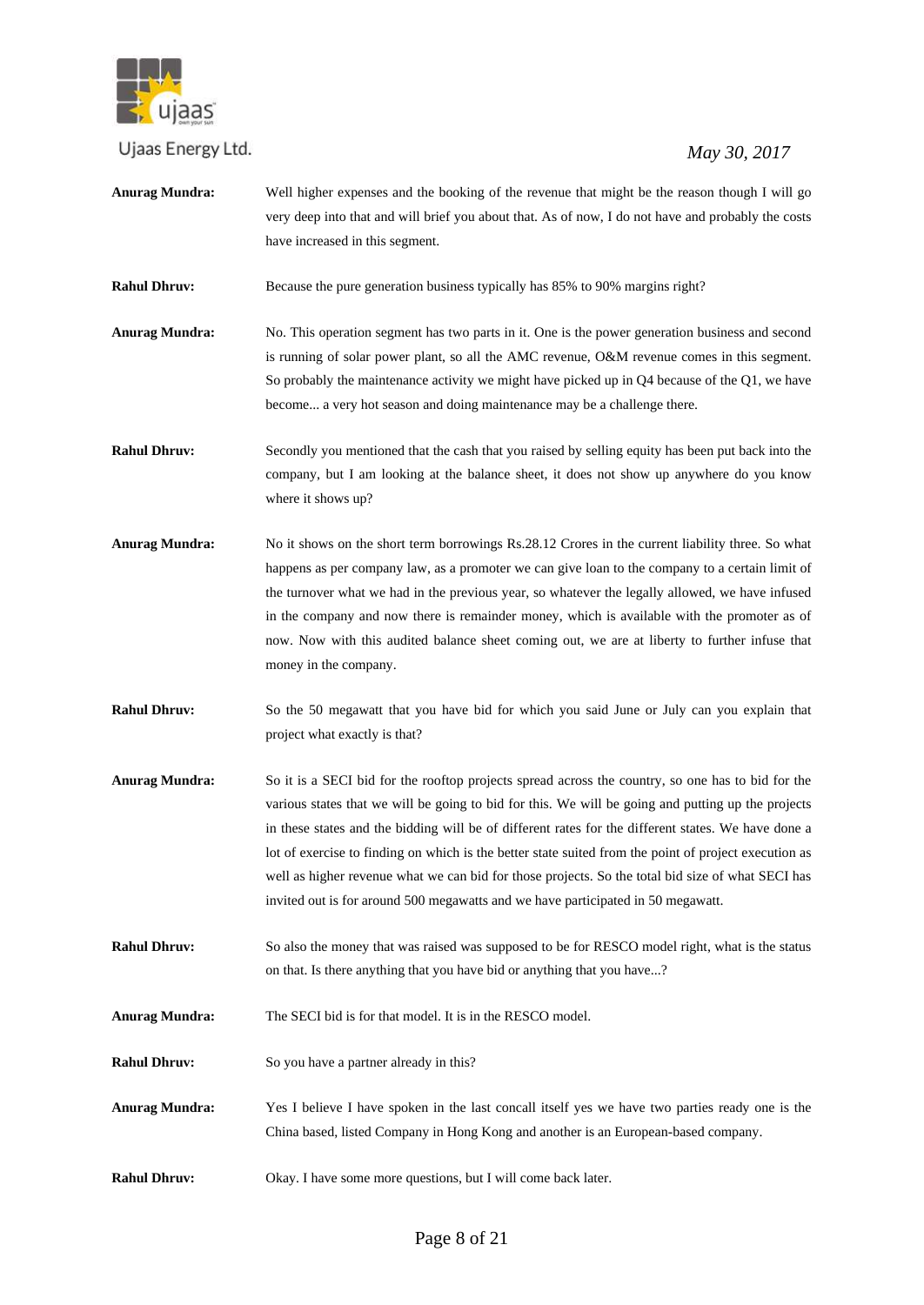**Anurag Mundra:** Well higher expenses and the booking of the revenue that might be the reason though I will go very deep into that and will brief you about that. As of now, I do not have and probably the costs have increased in this segment.

**Rahul Dhruv:** Because the pure generation business typically has 85% to 90% margins right?

**Anurag Mundra:** No. This operation segment has two parts in it. One is the power generation business and second is running of solar power plant, so all the AMC revenue, O&M revenue comes in this segment. So probably the maintenance activity we might have picked up in Q4 because of the Q1, we have become... a very hot season and doing maintenance may be a challenge there.

**Rahul Dhruv:** Secondly you mentioned that the cash that you raised by selling equity has been put back into the company, but I am looking at the balance sheet, it does not show up anywhere do you know where it shows up?

**Anurag Mundra:** No it shows on the short term borrowings Rs.28.12 Crores in the current liability three. So what happens as per company law, as a promoter we can give loan to the company to a certain limit of the turnover what we had in the previous year, so whatever the legally allowed, we have infused in the company and now there is remainder money, which is available with the promoter as of now. Now with this audited balance sheet coming out, we are at liberty to further infuse that money in the company.

**Rahul Dhruv:** So the 50 megawatt that you have bid for which you said June or July can you explain that project what exactly is that?

**Anurag Mundra:** So it is a SECI bid for the rooftop projects spread across the country, so one has to bid for the various states that we will be going to bid for this. We will be going and putting up the projects in these states and the bidding will be of different rates for the different states. We have done a lot of exercise to finding on which is the better state suited from the point of project execution as well as higher revenue what we can bid for those projects. So the total bid size of what SECI has invited out is for around 500 megawatts and we have participated in 50 megawatt.

**Rahul Dhruv:** So also the money that was raised was supposed to be for RESCO model right, what is the status on that. Is there anything that you have bid or anything that you have...?

**Anurag Mundra:** The SECI bid is for that model. It is in the RESCO model.

**Rahul Dhruv:** So you have a partner already in this?

**Anurag Mundra:** Yes I believe I have spoken in the last concall itself yes we have two parties ready one is the China based, listed Company in Hong Kong and another is an European-based company.

**Rahul Dhruv:** Okay. I have some more questions, but I will come back later.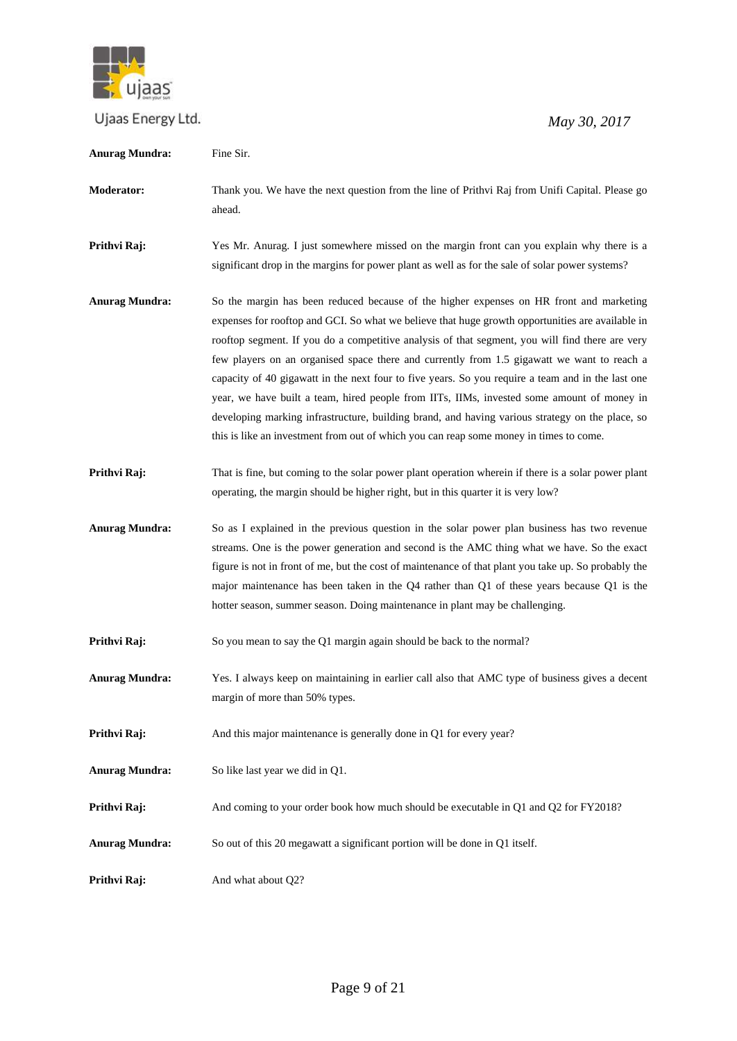**Anurag Mundra:** Fine Sir.

**Moderator:** Thank you. We have the next question from the line of Prithvi Raj from Unifi Capital. Please go ahead.

**Prithvi Raj:** Yes Mr. Anurag. I just somewhere missed on the margin front can you explain why there is a significant drop in the margins for power plant as well as for the sale of solar power systems?

**Anurag Mundra:** So the margin has been reduced because of the higher expenses on HR front and marketing expenses for rooftop and GCI. So what we believe that huge growth opportunities are available in rooftop segment. If you do a competitive analysis of that segment, you will find there are very few players on an organised space there and currently from 1.5 gigawatt we want to reach a capacity of 40 gigawatt in the next four to five years. So you require a team and in the last one year, we have built a team, hired people from IITs, IIMs, invested some amount of money in developing marking infrastructure, building brand, and having various strategy on the place, so this is like an investment from out of which you can reap some money in times to come.

**Prithvi Raj:** That is fine, but coming to the solar power plant operation wherein if there is a solar power plant operating, the margin should be higher right, but in this quarter it is very low?

**Anurag Mundra:** So as I explained in the previous question in the solar power plan business has two revenue streams. One is the power generation and second is the AMC thing what we have. So the exact figure is not in front of me, but the cost of maintenance of that plant you take up. So probably the major maintenance has been taken in the Q4 rather than Q1 of these years because Q1 is the hotter season, summer season. Doing maintenance in plant may be challenging.

**Prithvi Raj:** So you mean to say the Q1 margin again should be back to the normal?

**Anurag Mundra:** Yes. I always keep on maintaining in earlier call also that AMC type of business gives a decent margin of more than 50% types.

**Prithvi Raj:** And this major maintenance is generally done in Q1 for every year?

**Anurag Mundra:** So like last year we did in Q1.

**Prithvi Raj:** And coming to your order book how much should be executable in Q1 and Q2 for FY2018?

**Anurag Mundra:** So out of this 20 megawatt a significant portion will be done in Q1 itself.

**Prithvi Raj:** And what about Q2?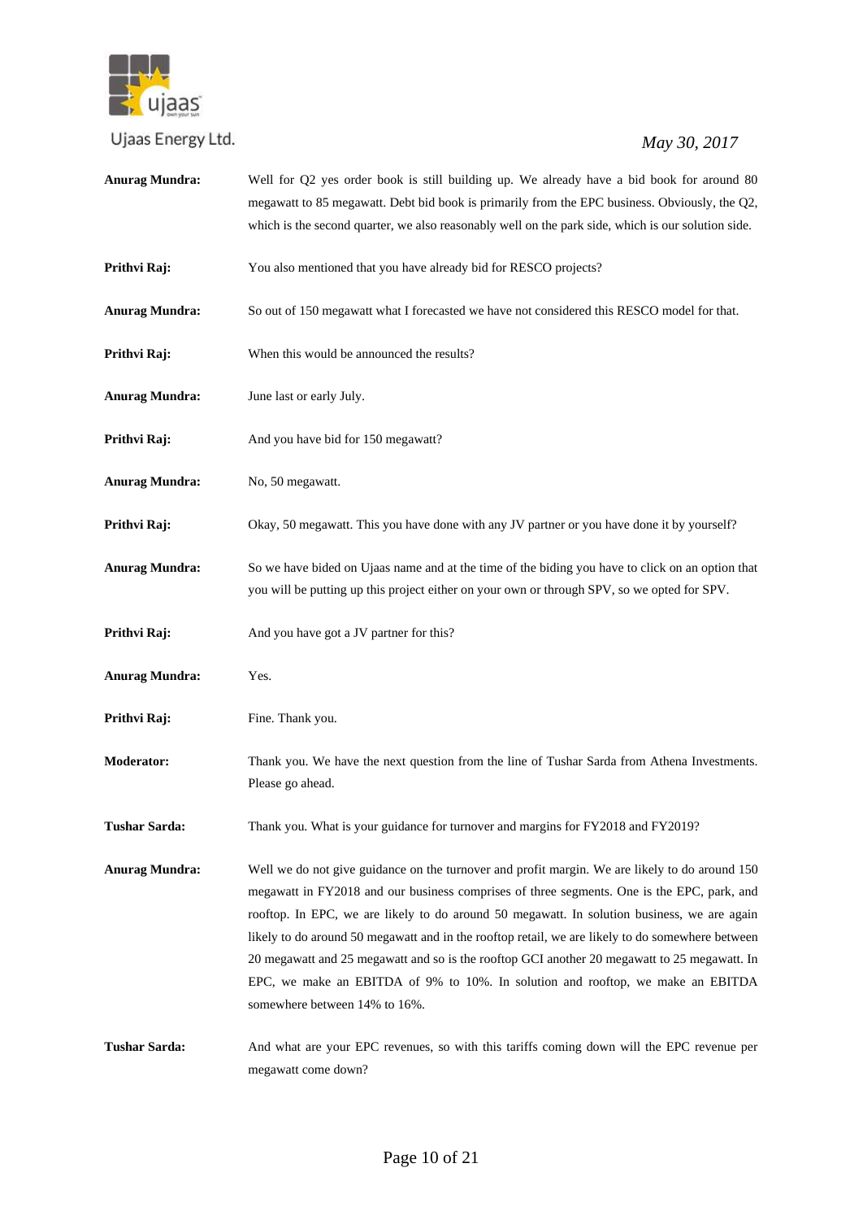**Anurag Mundra:** Well for Q2 yes order book is still building up. We already have a bid book for around 80 megawatt to 85 megawatt. Debt bid book is primarily from the EPC business. Obviously, the Q2, which is the second quarter, we also reasonably well on the park side, which is our solution side.

**Prithvi Raj:** You also mentioned that you have already bid for RESCO projects?

**Anurag Mundra:** So out of 150 megawatt what I forecasted we have not considered this RESCO model for that.

**Prithvi Raj:** When this would be announced the results?

**Anurag Mundra:** June last or early July.

**Prithvi Raj:** And you have bid for 150 megawatt?

**Anurag Mundra:** No, 50 megawatt.

**Prithvi Raj:** Okay, 50 megawatt. This you have done with any JV partner or you have done it by yourself?

**Anurag Mundra:** So we have bided on Ujaas name and at the time of the biding you have to click on an option that you will be putting up this project either on your own or through SPV, so we opted for SPV.

**Prithvi Raj:** And you have got a JV partner for this?

**Anurag Mundra:** Yes.

**Prithvi Raj:** Fine. Thank you.

**Moderator:** Thank you. We have the next question from the line of Tushar Sarda from Athena Investments. Please go ahead.

**Tushar Sarda:** Thank you. What is your guidance for turnover and margins for FY2018 and FY2019?

**Anurag Mundra:** Well we do not give guidance on the turnover and profit margin. We are likely to do around 150 megawatt in FY2018 and our business comprises of three segments. One is the EPC, park, and rooftop. In EPC, we are likely to do around 50 megawatt. In solution business, we are again likely to do around 50 megawatt and in the rooftop retail, we are likely to do somewhere between 20 megawatt and 25 megawatt and so is the rooftop GCI another 20 megawatt to 25 megawatt. In EPC, we make an EBITDA of 9% to 10%. In solution and rooftop, we make an EBITDA somewhere between 14% to 16%.

**Tushar Sarda:** And what are your EPC revenues, so with this tariffs coming down will the EPC revenue per megawatt come down?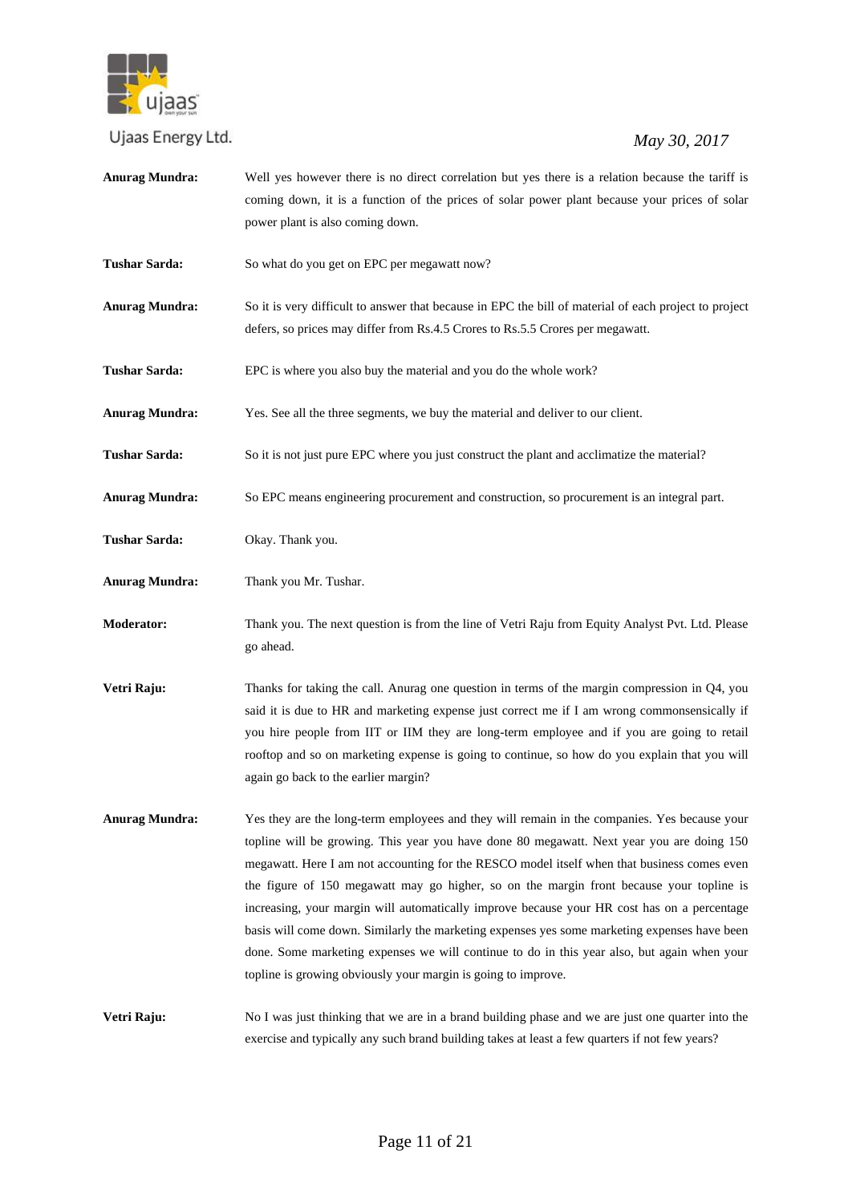**Anurag Mundra:** Well yes however there is no direct correlation but yes there is a relation because the tariff is coming down, it is a function of the prices of solar power plant because your prices of solar power plant is also coming down.

**Tushar Sarda:** So what do you get on EPC per megawatt now?

**Anurag Mundra:** So it is very difficult to answer that because in EPC the bill of material of each project to project defers, so prices may differ from Rs.4.5 Crores to Rs.5.5 Crores per megawatt.

**Tushar Sarda:** EPC is where you also buy the material and you do the whole work?

**Anurag Mundra:** Yes. See all the three segments, we buy the material and deliver to our client.

**Tushar Sarda:** So it is not just pure EPC where you just construct the plant and acclimatize the material?

**Anurag Mundra:** So EPC means engineering procurement and construction, so procurement is an integral part.

**Tushar Sarda:** Okay. Thank you.

**Anurag Mundra:** Thank you Mr. Tushar.

**Moderator:** Thank you. The next question is from the line of Vetri Raju from Equity Analyst Pvt. Ltd. Please go ahead.

**Vetri Raju:** Thanks for taking the call. Anurag one question in terms of the margin compression in Q4, you said it is due to HR and marketing expense just correct me if I am wrong commonsensically if you hire people from IIT or IIM they are long-term employee and if you are going to retail rooftop and so on marketing expense is going to continue, so how do you explain that you will again go back to the earlier margin?

**Anurag Mundra:** Yes they are the long-term employees and they will remain in the companies. Yes because your topline will be growing. This year you have done 80 megawatt. Next year you are doing 150 megawatt. Here I am not accounting for the RESCO model itself when that business comes even the figure of 150 megawatt may go higher, so on the margin front because your topline is increasing, your margin will automatically improve because your HR cost has on a percentage basis will come down. Similarly the marketing expenses yes some marketing expenses have been done. Some marketing expenses we will continue to do in this year also, but again when your topline is growing obviously your margin is going to improve.

**Vetri Raju:** No I was just thinking that we are in a brand building phase and we are just one quarter into the exercise and typically any such brand building takes at least a few quarters if not few years?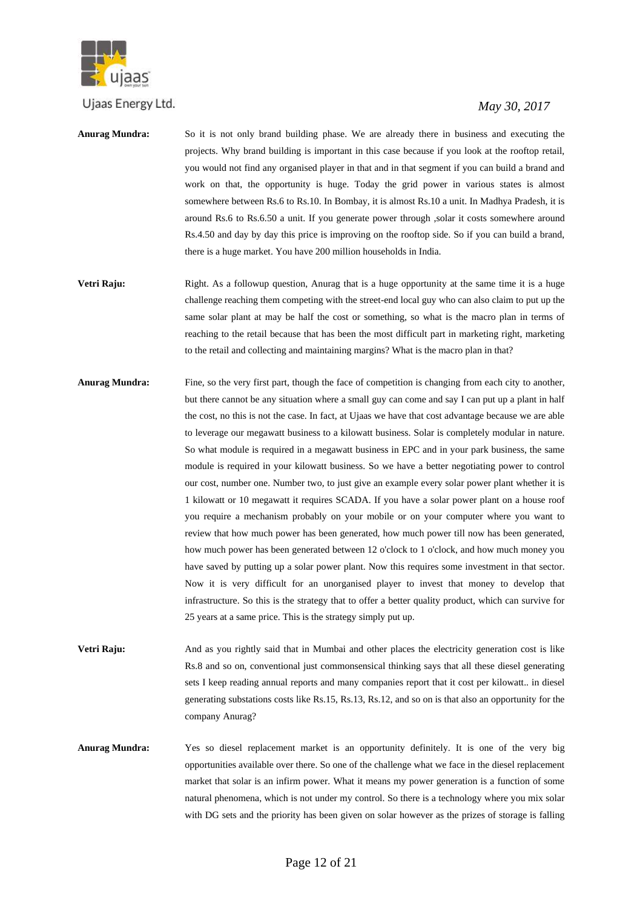**Anurag Mundra:** So it is not only brand building phase. We are already there in business and executing the projects. Why brand building is important in this case because if you look at the rooftop retail, you would not find any organised player in that and in that segment if you can build a brand and work on that, the opportunity is huge. Today the grid power in various states is almost somewhere between Rs.6 to Rs.10. In Bombay, it is almost Rs.10 a unit. In Madhya Pradesh, it is around Rs.6 to Rs.6.50 a unit. If you generate power through ,solar it costs somewhere around Rs.4.50 and day by day this price is improving on the rooftop side. So if you can build a brand, there is a huge market. You have 200 million households in India.

**Vetri Raju:** Right. As a followup question, Anurag that is a huge opportunity at the same time it is a huge challenge reaching them competing with the street-end local guy who can also claim to put up the same solar plant at may be half the cost or something, so what is the macro plan in terms of reaching to the retail because that has been the most difficult part in marketing right, marketing to the retail and collecting and maintaining margins? What is the macro plan in that?

**Anurag Mundra:** Fine, so the very first part, though the face of competition is changing from each city to another, but there cannot be any situation where a small guy can come and say I can put up a plant in half the cost, no this is not the case. In fact, at Ujaas we have that cost advantage because we are able to leverage our megawatt business to a kilowatt business. Solar is completely modular in nature. So what module is required in a megawatt business in EPC and in your park business, the same module is required in your kilowatt business. So we have a better negotiating power to control our cost, number one. Number two, to just give an example every solar power plant whether it is 1 kilowatt or 10 megawatt it requires SCADA. If you have a solar power plant on a house roof you require a mechanism probably on your mobile or on your computer where you want to review that how much power has been generated, how much power till now has been generated, how much power has been generated between 12 o'clock to 1 o'clock, and how much money you have saved by putting up a solar power plant. Now this requires some investment in that sector. Now it is very difficult for an unorganised player to invest that money to develop that infrastructure. So this is the strategy that to offer a better quality product, which can survive for 25 years at a same price. This is the strategy simply put up.

**Vetri Raju:** And as you rightly said that in Mumbai and other places the electricity generation cost is like Rs.8 and so on, conventional just commonsensical thinking says that all these diesel generating sets I keep reading annual reports and many companies report that it cost per kilowatt.. in diesel generating substations costs like Rs.15, Rs.13, Rs.12, and so on is that also an opportunity for the company Anurag?

**Anurag Mundra:** Yes so diesel replacement market is an opportunity definitely. It is one of the very big opportunities available over there. So one of the challenge what we face in the diesel replacement market that solar is an infirm power. What it means my power generation is a function of some natural phenomena, which is not under my control. So there is a technology where you mix solar with DG sets and the priority has been given on solar however as the prizes of storage is falling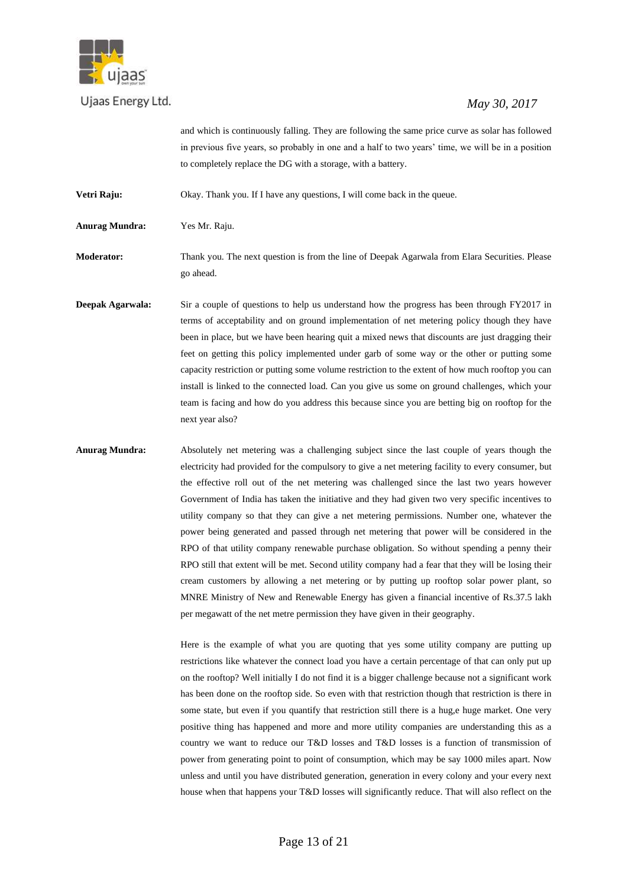and which is continuously falling. They are following the same price curve as solar has followed in previous five years, so probably in one and a half to two years' time, we will be in a position to completely replace the DG with a storage, with a battery.

**Vetri Raju:** Okay. Thank you. If I have any questions, I will come back in the queue.

**Anurag Mundra:** Yes Mr. Raju.

**Moderator:** Thank you. The next question is from the line of Deepak Agarwala from Elara Securities. Please go ahead.

**Deepak Agarwala:** Sir a couple of questions to help us understand how the progress has been through FY2017 in terms of acceptability and on ground implementation of net metering policy though they have been in place, but we have been hearing quit a mixed news that discounts are just dragging their feet on getting this policy implemented under garb of some way or the other or putting some capacity restriction or putting some volume restriction to the extent of how much rooftop you can install is linked to the connected load. Can you give us some on ground challenges, which your team is facing and how do you address this because since you are betting big on rooftop for the next year also?

**Anurag Mundra:** Absolutely net metering was a challenging subject since the last couple of years though the electricity had provided for the compulsory to give a net metering facility to every consumer, but the effective roll out of the net metering was challenged since the last two years however Government of India has taken the initiative and they had given two very specific incentives to utility company so that they can give a net metering permissions. Number one, whatever the power being generated and passed through net metering that power will be considered in the RPO of that utility company renewable purchase obligation. So without spending a penny their RPO still that extent will be met. Second utility company had a fear that they will be losing their cream customers by allowing a net metering or by putting up rooftop solar power plant, so MNRE Ministry of New and Renewable Energy has given a financial incentive of Rs.37.5 lakh per megawatt of the net metre permission they have given in their geography.

Here is the example of what you are quoting that yes some utility company are putting up restrictions like whatever the connect load you have a certain percentage of that can only put up on the rooftop? Well initially I do not find it is a bigger challenge because not a significant work has been done on the rooftop side. So even with that restriction though that restriction is there in some state, but even if you quantify that restriction still there is a hug,e huge market. One very positive thing has happened and more and more utility companies are understanding this as a country we want to reduce our T&D losses and T&D losses is a function of transmission of power from generating point to point of consumption, which may be say 1000 miles apart. Now unless and until you have distributed generation, generation in every colony and your every next house when that happens your T&D losses will significantly reduce. That will also reflect on the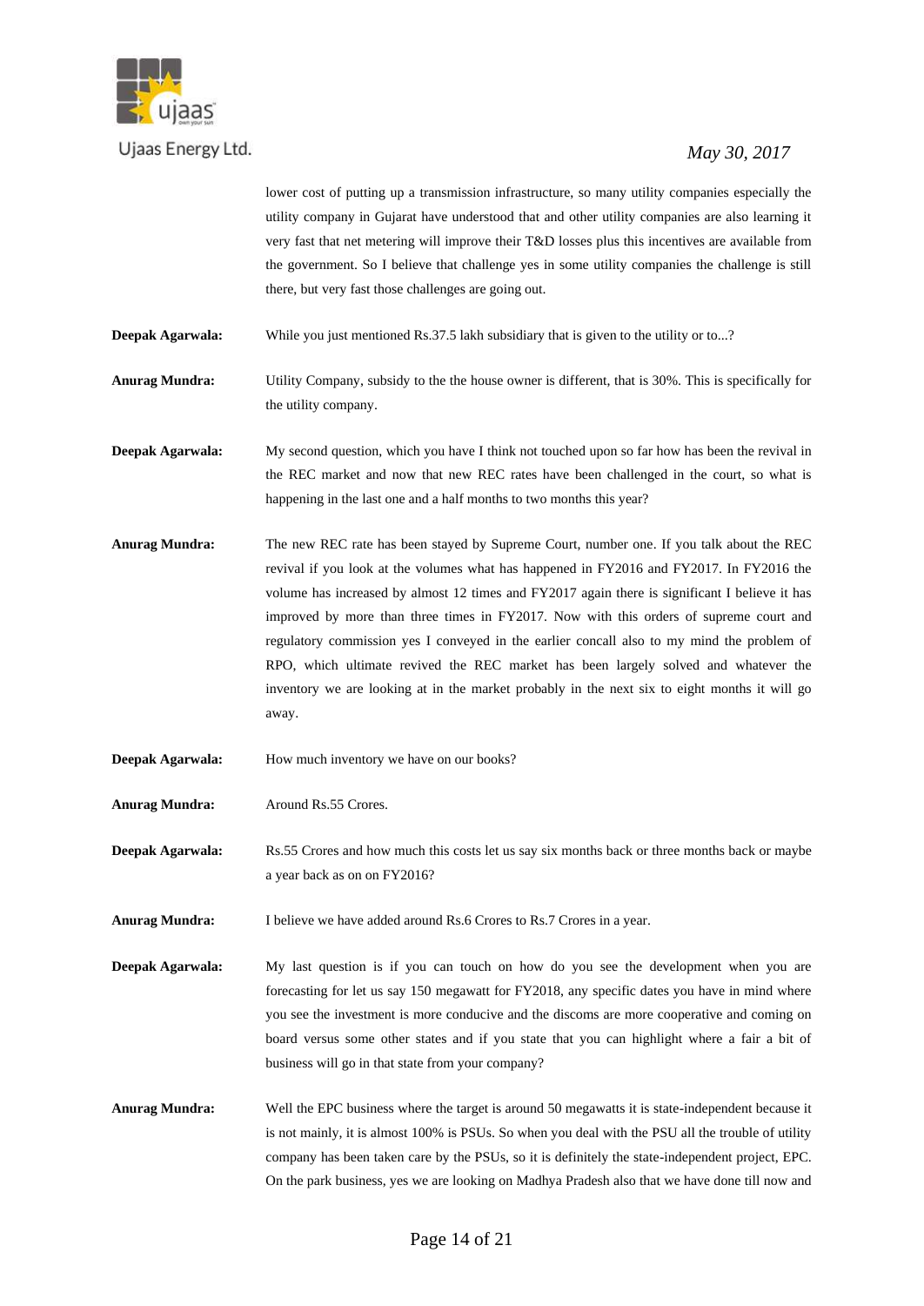lower cost of putting up a transmission infrastructure, so many utility companies especially the utility company in Gujarat have understood that and other utility companies are also learning it very fast that net metering will improve their T&D losses plus this incentives are available from the government. So I believe that challenge yes in some utility companies the challenge is still there, but very fast those challenges are going out.

**Deepak Agarwala:** While you just mentioned Rs.37.5 lakh subsidiary that is given to the utility or to...?

**Anurag Mundra:** Utility Company, subsidy to the the house owner is different, that is 30%. This is specifically for the utility company.

**Deepak Agarwala:** My second question, which you have I think not touched upon so far how has been the revival in the REC market and now that new REC rates have been challenged in the court, so what is happening in the last one and a half months to two months this year?

**Anurag Mundra:** The new REC rate has been stayed by Supreme Court, number one. If you talk about the REC revival if you look at the volumes what has happened in FY2016 and FY2017. In FY2016 the volume has increased by almost 12 times and FY2017 again there is significant I believe it has improved by more than three times in FY2017. Now with this orders of supreme court and regulatory commission yes I conveyed in the earlier concall also to my mind the problem of RPO, which ultimate revived the REC market has been largely solved and whatever the inventory we are looking at in the market probably in the next six to eight months it will go away.

**Deepak Agarwala:** How much inventory we have on our books?

**Anurag Mundra:** Around Rs.55 Crores.

**Deepak Agarwala:** Rs.55 Crores and how much this costs let us say six months back or three months back or maybe a year back as on on FY2016?

**Anurag Mundra:** I believe we have added around Rs.6 Crores to Rs.7 Crores in a year.

**Deepak Agarwala:** My last question is if you can touch on how do you see the development when you are forecasting for let us say 150 megawatt for FY2018, any specific dates you have in mind where you see the investment is more conducive and the discoms are more cooperative and coming on board versus some other states and if you state that you can highlight where a fair a bit of business will go in that state from your company?

**Anurag Mundra:** Well the EPC business where the target is around 50 megawatts it is state-independent because it is not mainly, it is almost 100% is PSUs. So when you deal with the PSU all the trouble of utility company has been taken care by the PSUs, so it is definitely the state-independent project, EPC. On the park business, yes we are looking on Madhya Pradesh also that we have done till now and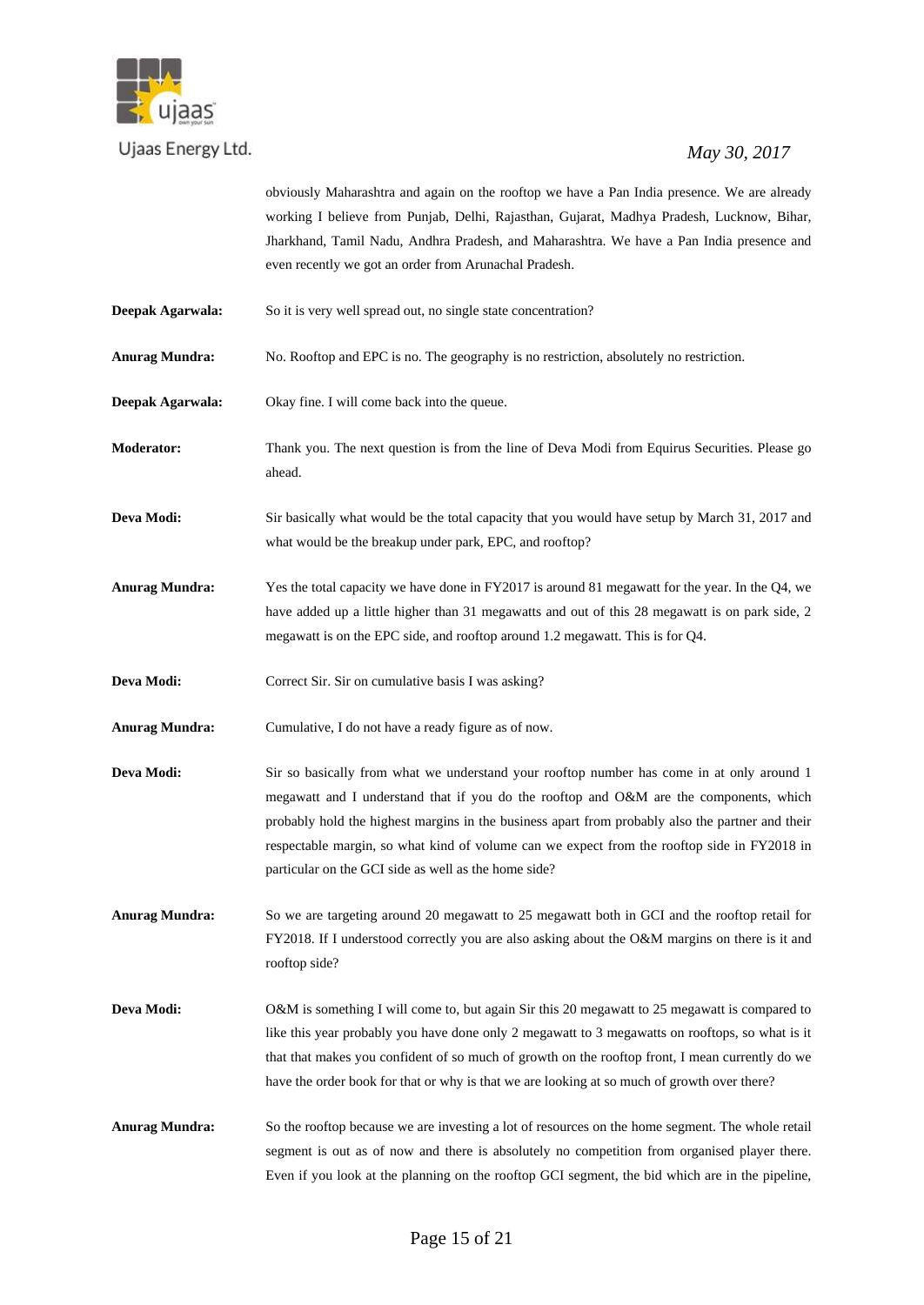obviously Maharashtra and again on the rooftop we have a Pan India presence. We are already working I believe from Punjab, Delhi, Rajasthan, Gujarat, Madhya Pradesh, Lucknow, Bihar, Jharkhand, Tamil Nadu, Andhra Pradesh, and Maharashtra. We have a Pan India presence and even recently we got an order from Arunachal Pradesh.

**Deepak Agarwala:** So it is very well spread out, no single state concentration?

**Anurag Mundra:** No. Rooftop and EPC is no. The geography is no restriction, absolutely no restriction.

**Deepak Agarwala:** Okay fine. I will come back into the queue.

**Moderator:** Thank you. The next question is from the line of Deva Modi from Equirus Securities. Please go ahead.

**Deva Modi:** Sir basically what would be the total capacity that you would have setup by March 31, 2017 and what would be the breakup under park, EPC, and rooftop?

**Anurag Mundra:** Yes the total capacity we have done in FY2017 is around 81 megawatt for the year. In the Q4, we have added up a little higher than 31 megawatts and out of this 28 megawatt is on park side, 2 megawatt is on the EPC side, and rooftop around 1.2 megawatt. This is for Q4.

**Deva Modi:** Correct Sir. Sir on cumulative basis I was asking?

**Anurag Mundra:** Cumulative, I do not have a ready figure as of now.

**Deva Modi:** Sir so basically from what we understand your rooftop number has come in at only around 1 megawatt and I understand that if you do the rooftop and O&M are the components, which probably hold the highest margins in the business apart from probably also the partner and their respectable margin, so what kind of volume can we expect from the rooftop side in FY2018 in particular on the GCI side as well as the home side?

**Anurag Mundra:** So we are targeting around 20 megawatt to 25 megawatt both in GCI and the rooftop retail for FY2018. If I understood correctly you are also asking about the O&M margins on there is it and rooftop side?

**Deva Modi:** O&M is something I will come to, but again Sir this 20 megawatt to 25 megawatt is compared to like this year probably you have done only 2 megawatt to 3 megawatts on rooftops, so what is it that that makes you confident of so much of growth on the rooftop front, I mean currently do we have the order book for that or why is that we are looking at so much of growth over there?

**Anurag Mundra:** So the rooftop because we are investing a lot of resources on the home segment. The whole retail segment is out as of now and there is absolutely no competition from organised player there. Even if you look at the planning on the rooftop GCI segment, the bid which are in the pipeline,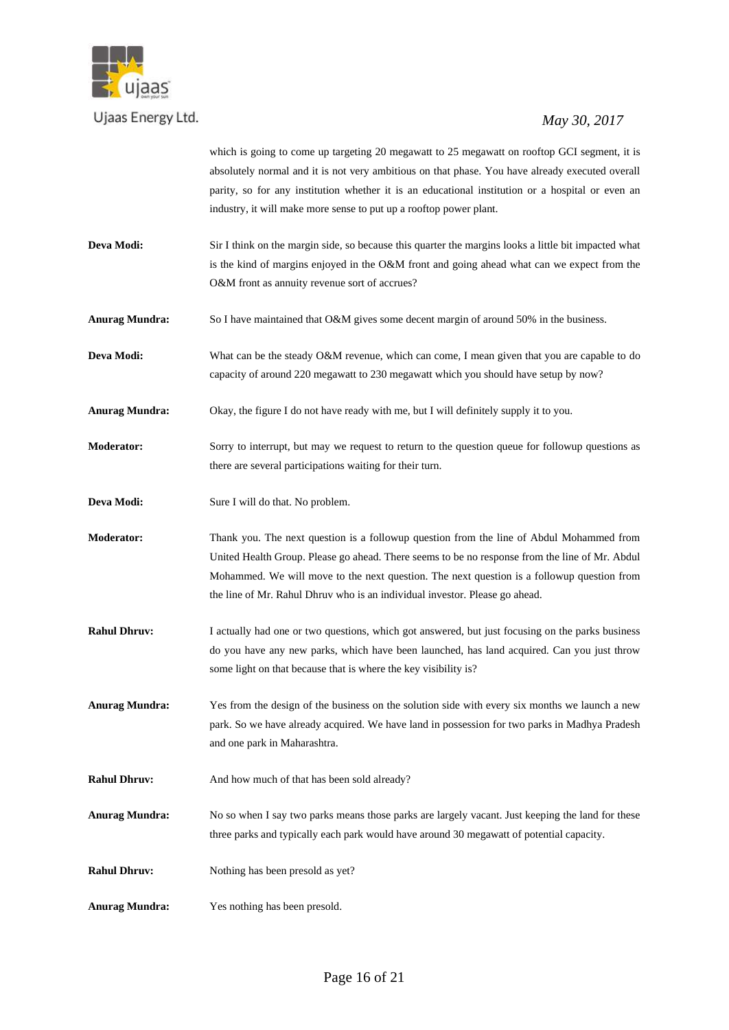which is going to come up targeting 20 megawatt to 25 megawatt on rooftop GCI segment, it is absolutely normal and it is not very ambitious on that phase. You have already executed overall parity, so for any institution whether it is an educational institution or a hospital or even an industry, it will make more sense to put up a rooftop power plant.

**Deva Modi:** Sir I think on the margin side, so because this quarter the margins looks a little bit impacted what is the kind of margins enjoyed in the O&M front and going ahead what can we expect from the O&M front as annuity revenue sort of accrues?

**Anurag Mundra:** So I have maintained that O&M gives some decent margin of around 50% in the business.

**Deva Modi:** What can be the steady O&M revenue, which can come, I mean given that you are capable to do capacity of around 220 megawatt to 230 megawatt which you should have setup by now?

**Anurag Mundra:** Okay, the figure I do not have ready with me, but I will definitely supply it to you.

**Moderator:** Sorry to interrupt, but may we request to return to the question queue for followup questions as there are several participations waiting for their turn.

**Deva Modi:** Sure I will do that. No problem.

**Moderator:** Thank you. The next question is a followup question from the line of Abdul Mohammed from United Health Group. Please go ahead. There seems to be no response from the line of Mr. Abdul Mohammed. We will move to the next question. The next question is a followup question from the line of Mr. Rahul Dhruv who is an individual investor. Please go ahead.

**Rahul Dhruv:** I actually had one or two questions, which got answered, but just focusing on the parks business do you have any new parks, which have been launched, has land acquired. Can you just throw some light on that because that is where the key visibility is?

**Anurag Mundra:** Yes from the design of the business on the solution side with every six months we launch a new park. So we have already acquired. We have land in possession for two parks in Madhya Pradesh and one park in Maharashtra.

**Rahul Dhruv:** And how much of that has been sold already?

**Anurag Mundra:** No so when I say two parks means those parks are largely vacant. Just keeping the land for these three parks and typically each park would have around 30 megawatt of potential capacity.

**Rahul Dhruv:** Nothing has been presold as yet?

**Anurag Mundra:** Yes nothing has been presold.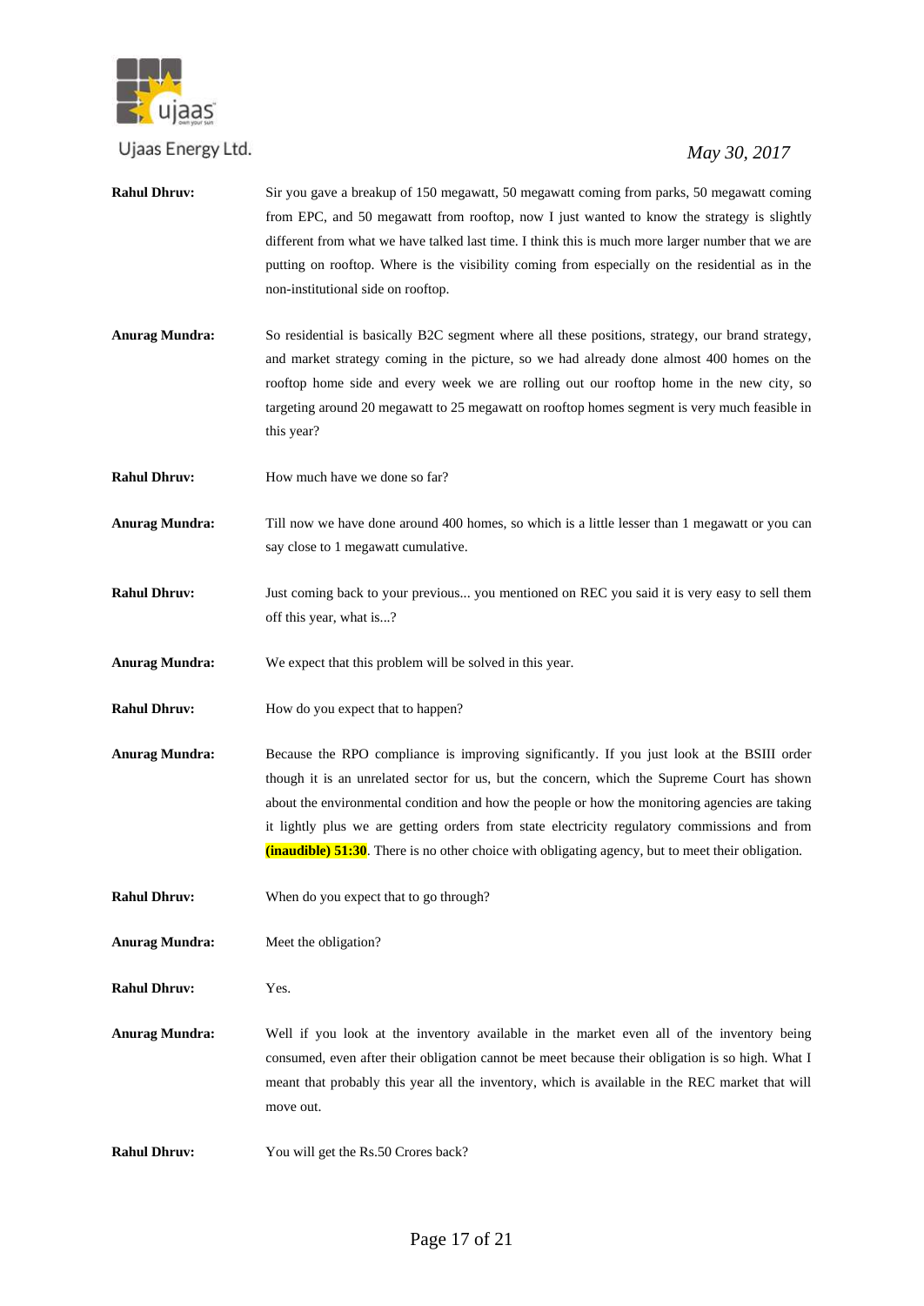**Rahul Dhruv:** Sir you gave a breakup of 150 megawatt, 50 megawatt coming from parks, 50 megawatt coming from EPC, and 50 megawatt from rooftop, now I just wanted to know the strategy is slightly different from what we have talked last time. I think this is much more larger number that we are putting on rooftop. Where is the visibility coming from especially on the residential as in the non-institutional side on rooftop.

**Anurag Mundra:** So residential is basically B2C segment where all these positions, strategy, our brand strategy, and market strategy coming in the picture, so we had already done almost 400 homes on the rooftop home side and every week we are rolling out our rooftop home in the new city, so targeting around 20 megawatt to 25 megawatt on rooftop homes segment is very much feasible in this year?

**Rahul Dhruv:** How much have we done so far?

**Anurag Mundra:** Till now we have done around 400 homes, so which is a little lesser than 1 megawatt or you can say close to 1 megawatt cumulative.

**Rahul Dhruv:** Just coming back to your previous... you mentioned on REC you said it is very easy to sell them off this year, what is...?

**Anurag Mundra:** We expect that this problem will be solved in this year.

**Rahul Dhruv:** How do you expect that to happen?

**Anurag Mundra:** Because the RPO compliance is improving significantly. If you just look at the BSIII order though it is an unrelated sector for us, but the concern, which the Supreme Court has shown about the environmental condition and how the people or how the monitoring agencies are taking it lightly plus we are getting orders from state electricity regulatory commissions and from **(inaudible) 51:30**. There is no other choice with obligating agency, but to meet their obligation.

**Rahul Dhruv:** When do you expect that to go through?

**Anurag Mundra:** Meet the obligation?

**Rahul Dhruv:** Yes.

**Anurag Mundra:** Well if you look at the inventory available in the market even all of the inventory being consumed, even after their obligation cannot be meet because their obligation is so high. What I meant that probably this year all the inventory, which is available in the REC market that will move out.

**Rahul Dhruv:** You will get the Rs.50 Crores back?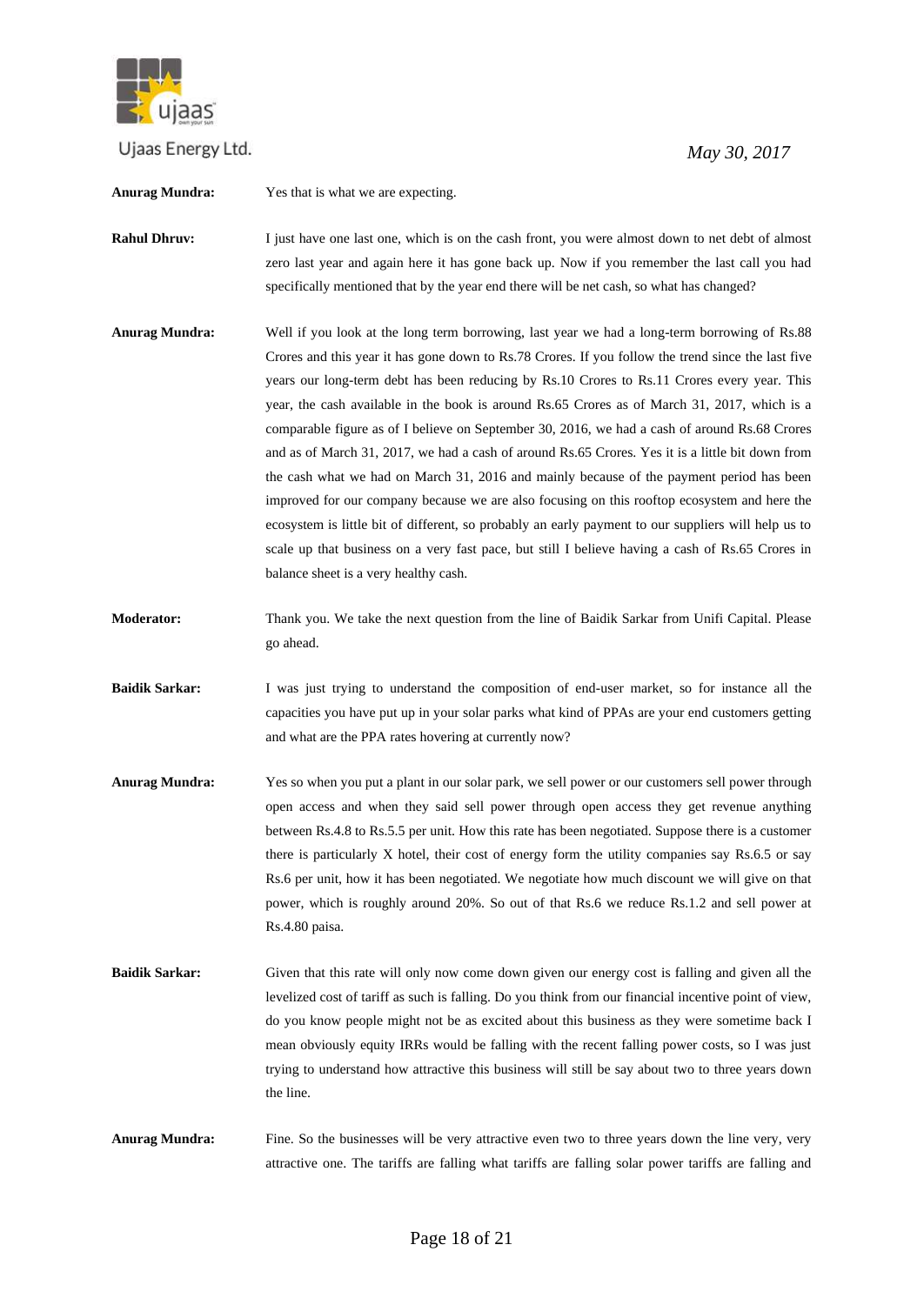**Anurag Mundra:** Yes that is what we are expecting.

**Rahul Dhruv:** I just have one last one, which is on the cash front, you were almost down to net debt of almost zero last year and again here it has gone back up. Now if you remember the last call you had specifically mentioned that by the year end there will be net cash, so what has changed?

**Anurag Mundra:** Well if you look at the long term borrowing, last year we had a long-term borrowing of Rs.88 Crores and this year it has gone down to Rs.78 Crores. If you follow the trend since the last five years our long-term debt has been reducing by Rs.10 Crores to Rs.11 Crores every year. This year, the cash available in the book is around Rs.65 Crores as of March 31, 2017, which is a comparable figure as of I believe on September 30, 2016, we had a cash of around Rs.68 Crores and as of March 31, 2017, we had a cash of around Rs.65 Crores. Yes it is a little bit down from the cash what we had on March 31, 2016 and mainly because of the payment period has been improved for our company because we are also focusing on this rooftop ecosystem and here the ecosystem is little bit of different, so probably an early payment to our suppliers will help us to scale up that business on a very fast pace, but still I believe having a cash of Rs.65 Crores in balance sheet is a very healthy cash.

**Moderator:** Thank you. We take the next question from the line of Baidik Sarkar from Unifi Capital. Please go ahead.

**Baidik Sarkar:** I was just trying to understand the composition of end-user market, so for instance all the capacities you have put up in your solar parks what kind of PPAs are your end customers getting and what are the PPA rates hovering at currently now?

**Anurag Mundra:** Yes so when you put a plant in our solar park, we sell power or our customers sell power through open access and when they said sell power through open access they get revenue anything between Rs.4.8 to Rs.5.5 per unit. How this rate has been negotiated. Suppose there is a customer there is particularly X hotel, their cost of energy form the utility companies say Rs.6.5 or say Rs.6 per unit, how it has been negotiated. We negotiate how much discount we will give on that power, which is roughly around 20%. So out of that Rs.6 we reduce Rs.1.2 and sell power at Rs.4.80 paisa.

**Baidik Sarkar:** Given that this rate will only now come down given our energy cost is falling and given all the levelized cost of tariff as such is falling. Do you think from our financial incentive point of view, do you know people might not be as excited about this business as they were sometime back I mean obviously equity IRRs would be falling with the recent falling power costs, so I was just trying to understand how attractive this business will still be say about two to three years down the line.

**Anurag Mundra:** Fine. So the businesses will be very attractive even two to three years down the line very, very attractive one. The tariffs are falling what tariffs are falling solar power tariffs are falling and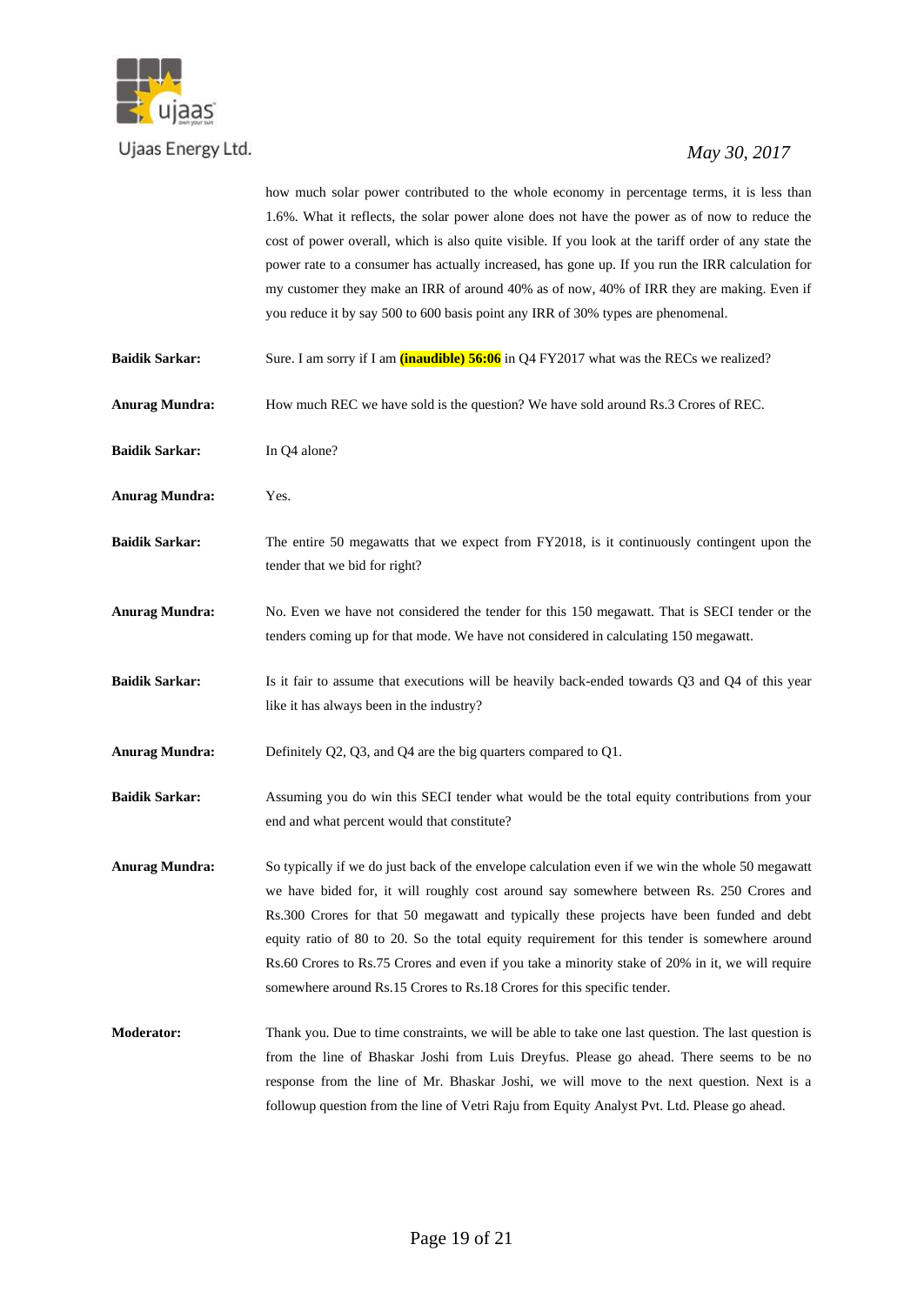how much solar power contributed to the whole economy in percentage terms, it is less than 1.6%. What it reflects, the solar power alone does not have the power as of now to reduce the cost of power overall, which is also quite visible. If you look at the tariff order of any state the power rate to a consumer has actually increased, has gone up. If you run the IRR calculation for my customer they make an IRR of around 40% as of now, 40% of IRR they are making. Even if you reduce it by say 500 to 600 basis point any IRR of 30% types are phenomenal.

**Baidik Sarkar:** Sure. I am sorry if I am **(inaudible) 56:06** in Q4 FY2017 what was the RECs we realized?

**Anurag Mundra:** How much REC we have sold is the question? We have sold around Rs.3 Crores of REC.

**Baidik Sarkar:** In Q4 alone?

**Anurag Mundra:** Yes.

**Baidik Sarkar:** The entire 50 megawatts that we expect from FY2018, is it continuously contingent upon the tender that we bid for right?

**Anurag Mundra:** No. Even we have not considered the tender for this 150 megawatt. That is SECI tender or the tenders coming up for that mode. We have not considered in calculating 150 megawatt.

**Baidik Sarkar:** Is it fair to assume that executions will be heavily back-ended towards Q3 and Q4 of this year like it has always been in the industry?

**Anurag Mundra:** Definitely Q2, Q3, and Q4 are the big quarters compared to Q1.

**Baidik Sarkar:** Assuming you do win this SECI tender what would be the total equity contributions from your end and what percent would that constitute?

**Anurag Mundra:** So typically if we do just back of the envelope calculation even if we win the whole 50 megawatt we have bided for, it will roughly cost around say somewhere between Rs. 250 Crores and Rs.300 Crores for that 50 megawatt and typically these projects have been funded and debt equity ratio of 80 to 20. So the total equity requirement for this tender is somewhere around Rs.60 Crores to Rs.75 Crores and even if you take a minority stake of 20% in it, we will require somewhere around Rs.15 Crores to Rs.18 Crores for this specific tender.

**Moderator:** Thank you. Due to time constraints, we will be able to take one last question. The last question is from the line of Bhaskar Joshi from Luis Dreyfus. Please go ahead. There seems to be no response from the line of Mr. Bhaskar Joshi, we will move to the next question. Next is a followup question from the line of Vetri Raju from Equity Analyst Pvt. Ltd. Please go ahead.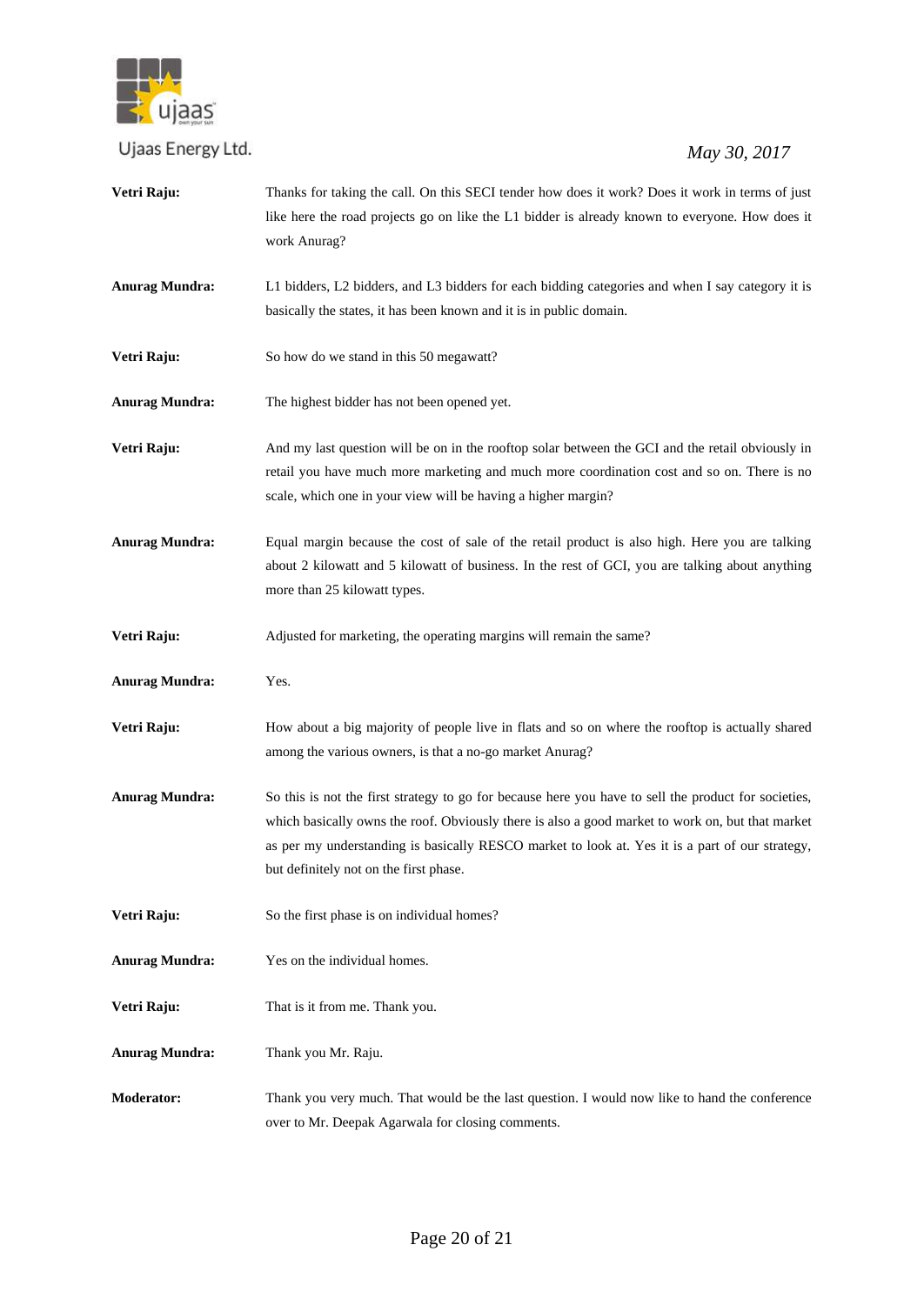**Vetri Raju:** Thanks for taking the call. On this SECI tender how does it work? Does it work in terms of just like here the road projects go on like the L1 bidder is already known to everyone. How does it work Anurag?

**Anurag Mundra:** L1 bidders, L2 bidders, and L3 bidders for each bidding categories and when I say category it is basically the states, it has been known and it is in public domain.

**Vetri Raju:** So how do we stand in this 50 megawatt?

**Anurag Mundra:** The highest bidder has not been opened yet.

**Vetri Raju:** And my last question will be on in the rooftop solar between the GCI and the retail obviously in retail you have much more marketing and much more coordination cost and so on. There is no scale, which one in your view will be having a higher margin?

**Anurag Mundra:** Equal margin because the cost of sale of the retail product is also high. Here you are talking about 2 kilowatt and 5 kilowatt of business. In the rest of GCI, you are talking about anything more than 25 kilowatt types.

**Vetri Raju:** Adjusted for marketing, the operating margins will remain the same?

**Anurag Mundra:** Yes.

**Vetri Raju:** How about a big majority of people live in flats and so on where the rooftop is actually shared among the various owners, is that a no-go market Anurag?

**Anurag Mundra:** So this is not the first strategy to go for because here you have to sell the product for societies, which basically owns the roof. Obviously there is also a good market to work on, but that market as per my understanding is basically RESCO market to look at. Yes it is a part of our strategy, but definitely not on the first phase.

**Vetri Raju:** So the first phase is on individual homes?

**Anurag Mundra:** Yes on the individual homes.

**Vetri Raju:** That is it from me. Thank you.

**Anurag Mundra:** Thank you Mr. Raju.

**Moderator:** Thank you very much. That would be the last question. I would now like to hand the conference over to Mr. Deepak Agarwala for closing comments.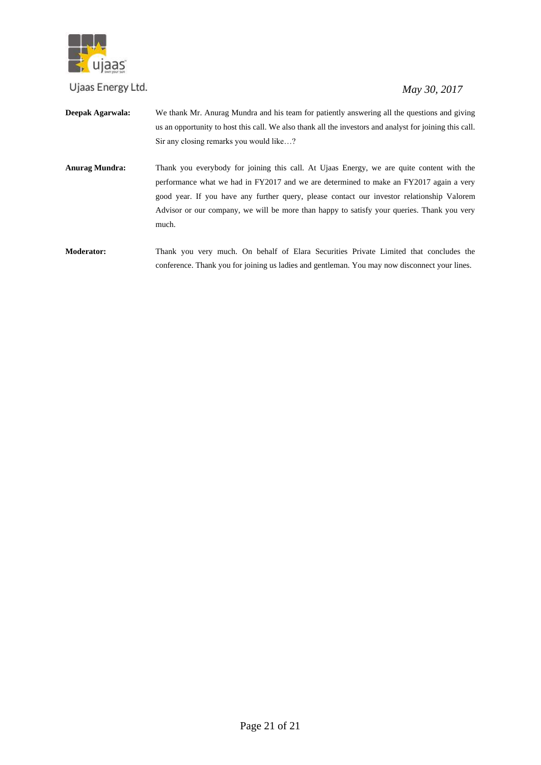**Deepak Agarwala:** We thank Mr. Anurag Mundra and his team for patiently answering all the questions and giving us an opportunity to host this call. We also thank all the investors and analyst for joining this call. Sir any closing remarks you would like…?

**Anurag Mundra:** Thank you everybody for joining this call. At Ujaas Energy, we are quite content with the performance what we had in FY2017 and we are determined to make an FY2017 again a very good year. If you have any further query, please contact our investor relationship Valorem Advisor or our company, we will be more than happy to satisfy your queries. Thank you very much.

**Moderator:** Thank you very much. On behalf of Elara Securities Private Limited that concludes the conference. Thank you for joining us ladies and gentleman. You may now disconnect your lines.